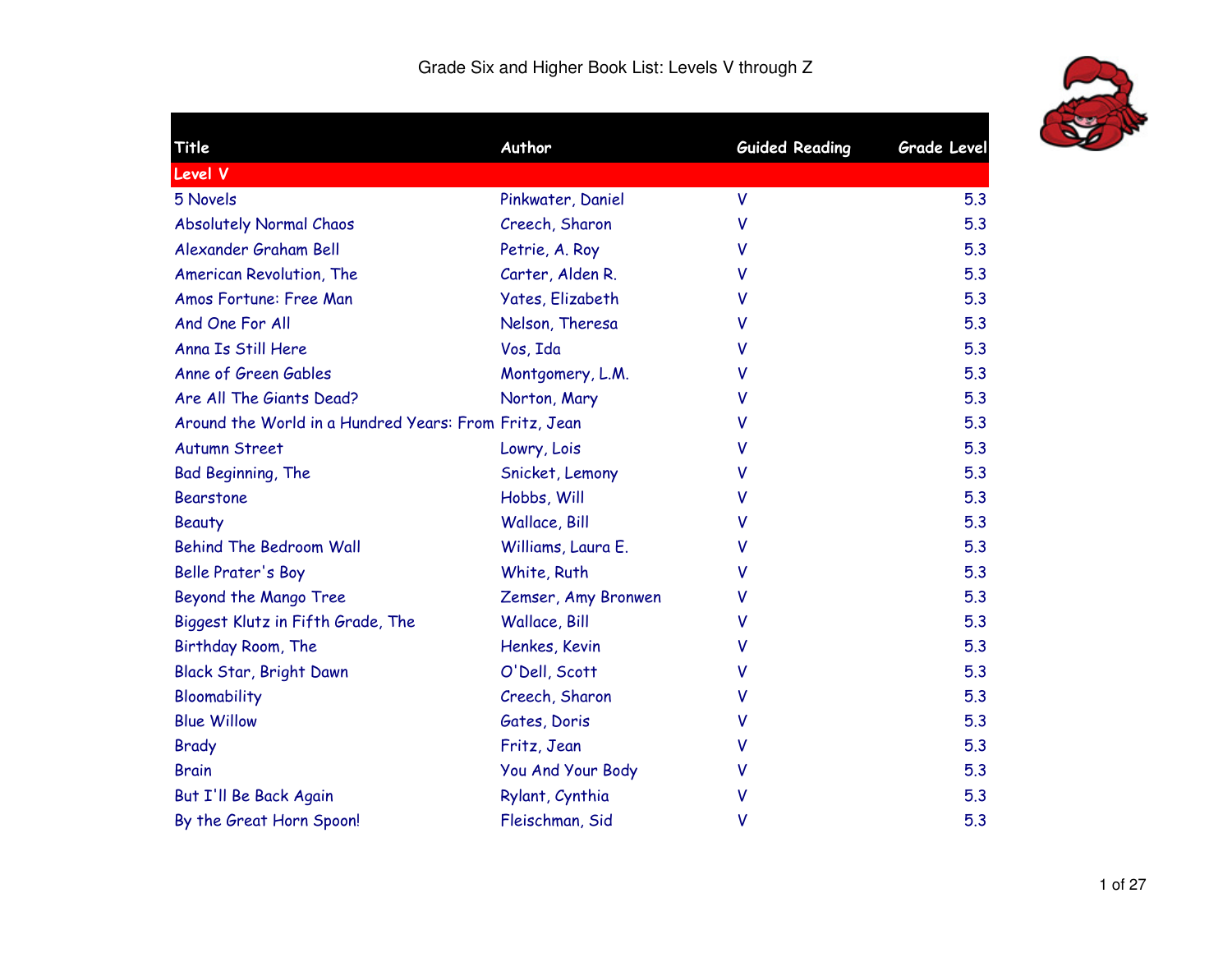# Grade Six and Higher Book List: Levels V through Z

| Title | Author | Guided Reading | Grade Level |
|---|---|---|---|
| **Level V** | | | |
| 5 Novels | Pinkwater, Daniel | V | 5.3 |
| Absolutely Normal Chaos | Creech, Sharon | V | 5.3 |
| Alexander Graham Bell | Petrie, A. Roy | V | 5.3 |
| American Revolution, The | Carter, Alden R. | V | 5.3 |
| Amos Fortune: Free Man | Yates, Elizabeth | V | 5.3 |
| And One For All | Nelson, Theresa | V | 5.3 |
| Anna Is Still Here | Vos, Ida | V | 5.3 |
| Anne of Green Gables | Montgomery, L.M. | V | 5.3 |
| Are All The Giants Dead? | Norton, Mary | V | 5.3 |
| Around the World in a Hundred Years: From | Fritz, Jean | V | 5.3 |
| Autumn Street | Lowry, Lois | V | 5.3 |
| Bad Beginning, The | Snicket, Lemony | V | 5.3 |
| Bearstone | Hobbs, Will | V | 5.3 |
| Beauty | Wallace, Bill | V | 5.3 |
| Behind The Bedroom Wall | Williams, Laura E. | V | 5.3 |
| Belle Prater's Boy | White, Ruth | V | 5.3 |
| Beyond the Mango Tree | Zemser, Amy Bronwen | V | 5.3 |
| Biggest Klutz in Fifth Grade, The | Wallace, Bill | V | 5.3 |
| Birthday Room, The | Henkes, Kevin | V | 5.3 |
| Black Star, Bright Dawn | O'Dell, Scott | V | 5.3 |
| Bloomability | Creech, Sharon | V | 5.3 |
| Blue Willow | Gates, Doris | V | 5.3 |
| Brady | Fritz, Jean | V | 5.3 |
| Brain | You And Your Body | V | 5.3 |
| But I'll Be Back Again | Rylant, Cynthia | V | 5.3 |
| By the Great Horn Spoon! | Fleischman, Sid | V | 5.3 |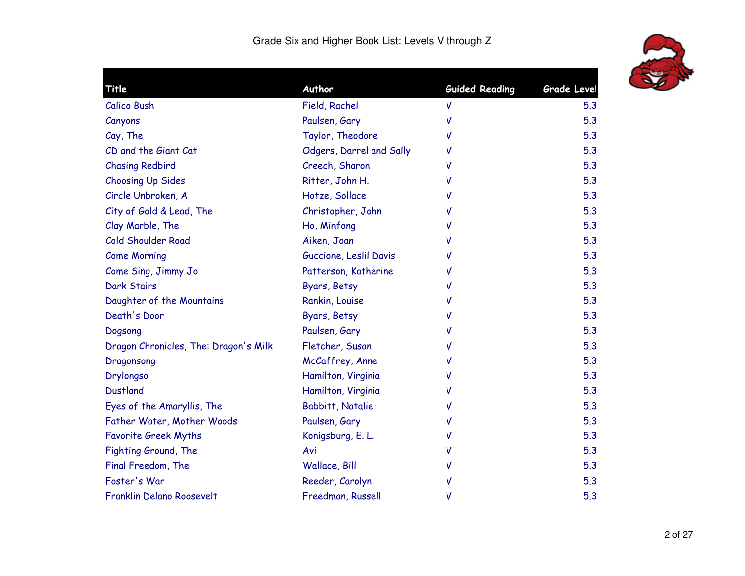# Grade Six and Higher Book List: Levels V through Z

| Title | Author | Guided Reading | Grade Level |
|---|---|---|---|
| Calico Bush | Field, Rachel | V | 5.3 |
| Canyons | Paulsen, Gary | V | 5.3 |
| Cay, The | Taylor, Theodore | V | 5.3 |
| CD and the Giant Cat | Odgers, Darrel and Sally | V | 5.3 |
| Chasing Redbird | Creech, Sharon | V | 5.3 |
| Choosing Up Sides | Ritter, John H. | V | 5.3 |
| Circle Unbroken, A | Hotze, Sollace | V | 5.3 |
| City of Gold & Lead, The | Christopher, John | V | 5.3 |
| Clay Marble, The | Ho, Minfong | V | 5.3 |
| Cold Shoulder Road | Aiken, Joan | V | 5.3 |
| Come Morning | Guccione, Leslil Davis | V | 5.3 |
| Come Sing, Jimmy Jo | Patterson, Katherine | V | 5.3 |
| Dark Stairs | Byars, Betsy | V | 5.3 |
| Daughter of the Mountains | Rankin, Louise | V | 5.3 |
| Death's Door | Byars, Betsy | V | 5.3 |
| Dogsong | Paulsen, Gary | V | 5.3 |
| Dragon Chronicles, The: Dragon's Milk | Fletcher, Susan | V | 5.3 |
| Dragonsong | McCaffrey, Anne | V | 5.3 |
| Drylongso | Hamilton, Virginia | V | 5.3 |
| Dustland | Hamilton, Virginia | V | 5.3 |
| Eyes of the Amaryllis, The | Babbitt, Natalie | V | 5.3 |
| Father Water, Mother Woods | Paulsen, Gary | V | 5.3 |
| Favorite Greek Myths | Konigsburg, E. L. | V | 5.3 |
| Fighting Ground, The | Avi | V | 5.3 |
| Final Freedom, The | Wallace, Bill | V | 5.3 |
| Foster's War | Reeder, Carolyn | V | 5.3 |
| Franklin Delano Roosevelt | Freedman, Russell | V | 5.3 |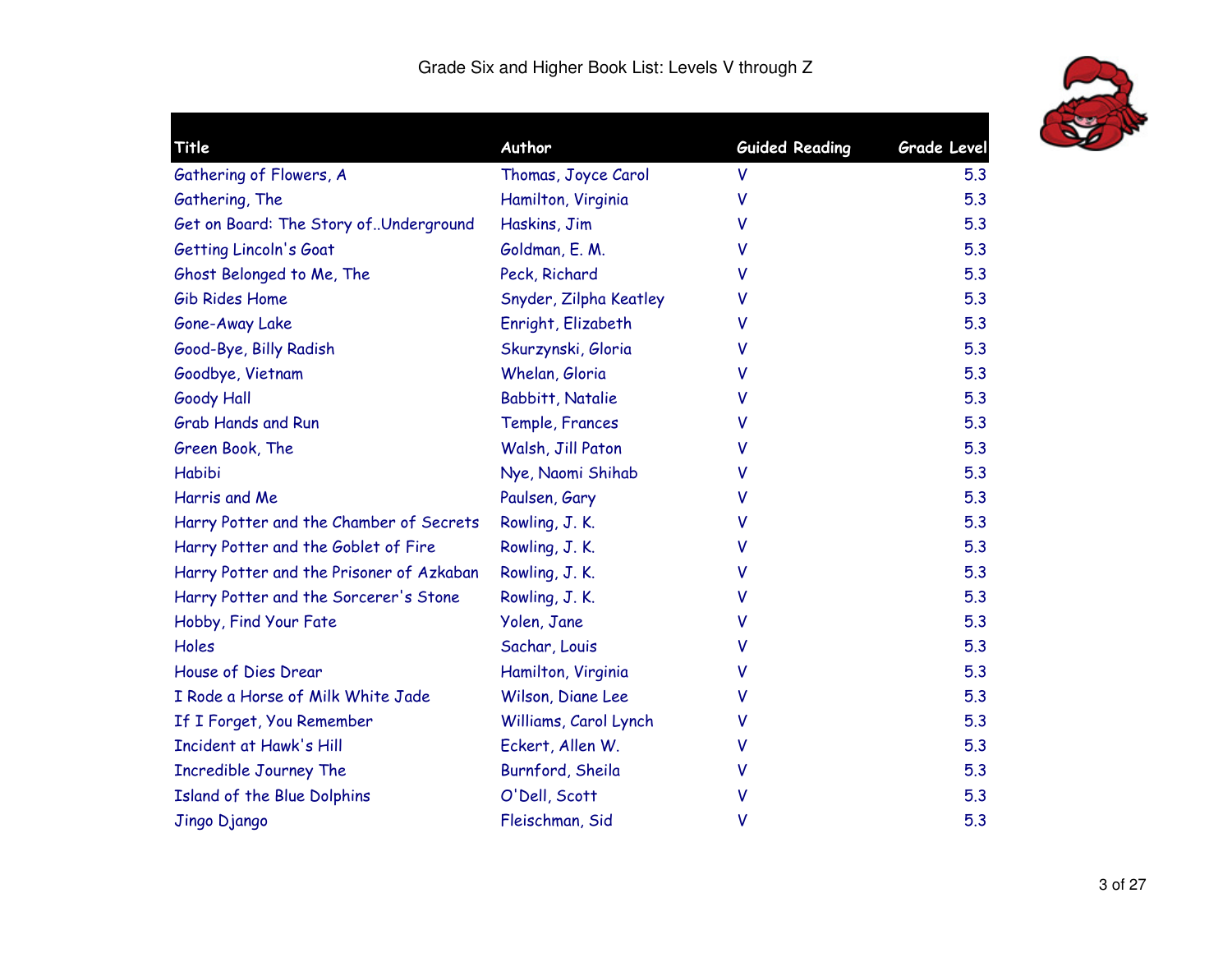Grade Six and Higher Book List: Levels V through Z

| Title | Author | Guided Reading | Grade Level |
|---|---|---|---|
| Gathering of Flowers, A | Thomas, Joyce Carol | V | 5.3 |
| Gathering, The | Hamilton, Virginia | V | 5.3 |
| Get on Board: The Story of..Underground | Haskins, Jim | V | 5.3 |
| Getting Lincoln's Goat | Goldman, E. M. | V | 5.3 |
| Ghost Belonged to Me, The | Peck, Richard | V | 5.3 |
| Gib Rides Home | Snyder, Zilpha Keatley | V | 5.3 |
| Gone-Away Lake | Enright, Elizabeth | V | 5.3 |
| Good-Bye, Billy Radish | Skurzynski, Gloria | V | 5.3 |
| Goodbye, Vietnam | Whelan, Gloria | V | 5.3 |
| Goody Hall | Babbitt, Natalie | V | 5.3 |
| Grab Hands and Run | Temple, Frances | V | 5.3 |
| Green Book, The | Walsh, Jill Paton | V | 5.3 |
| Habibi | Nye, Naomi Shihab | V | 5.3 |
| Harris and Me | Paulsen, Gary | V | 5.3 |
| Harry Potter and the Chamber of Secrets | Rowling, J. K. | V | 5.3 |
| Harry Potter and the Goblet of Fire | Rowling, J. K. | V | 5.3 |
| Harry Potter and the Prisoner of Azkaban | Rowling, J. K. | V | 5.3 |
| Harry Potter and the Sorcerer's Stone | Rowling, J. K. | V | 5.3 |
| Hobby, Find Your Fate | Yolen, Jane | V | 5.3 |
| Holes | Sachar, Louis | V | 5.3 |
| House of Dies Drear | Hamilton, Virginia | V | 5.3 |
| I Rode a Horse of Milk White Jade | Wilson, Diane Lee | V | 5.3 |
| If I Forget, You Remember | Williams, Carol Lynch | V | 5.3 |
| Incident at Hawk's Hill | Eckert, Allen W. | V | 5.3 |
| Incredible Journey The | Burnford, Sheila | V | 5.3 |
| Island of the Blue Dolphins | O'Dell, Scott | V | 5.3 |
| Jingo Django | Fleischman, Sid | V | 5.3 |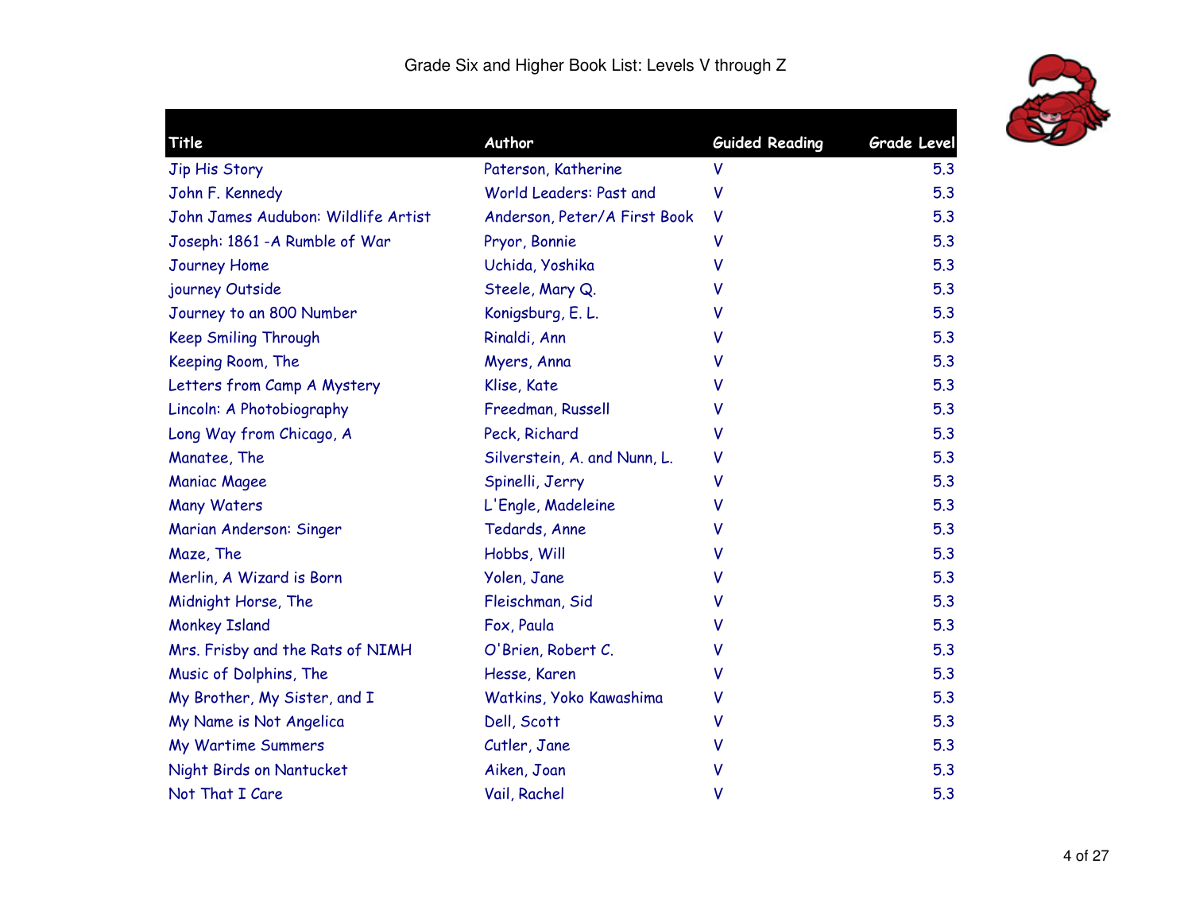Grade Six and Higher Book List: Levels V through Z

| Title | Author | Guided Reading | Grade Level |
|---|---|---|---|
| Jip His Story | Paterson, Katherine | V | 5.3 |
| John F. Kennedy | World Leaders: Past and | V | 5.3 |
| John James Audubon: Wildlife Artist | Anderson, Peter/A First Book | V | 5.3 |
| Joseph: 1861 -A Rumble of War | Pryor, Bonnie | V | 5.3 |
| Journey Home | Uchida, Yoshika | V | 5.3 |
| journey Outside | Steele, Mary Q. | V | 5.3 |
| Journey to an 800 Number | Konigsburg, E. L. | V | 5.3 |
| Keep Smiling Through | Rinaldi, Ann | V | 5.3 |
| Keeping Room, The | Myers, Anna | V | 5.3 |
| Letters from Camp A Mystery | Klise, Kate | V | 5.3 |
| Lincoln: A Photobiography | Freedman, Russell | V | 5.3 |
| Long Way from Chicago, A | Peck, Richard | V | 5.3 |
| Manatee, The | Silverstein, A. and Nunn, L. | V | 5.3 |
| Maniac Magee | Spinelli, Jerry | V | 5.3 |
| Many Waters | L'Engle, Madeleine | V | 5.3 |
| Marian Anderson: Singer | Tedards, Anne | V | 5.3 |
| Maze, The | Hobbs, Will | V | 5.3 |
| Merlin, A Wizard is Born | Yolen, Jane | V | 5.3 |
| Midnight Horse, The | Fleischman, Sid | V | 5.3 |
| Monkey Island | Fox, Paula | V | 5.3 |
| Mrs. Frisby and the Rats of NIMH | O'Brien, Robert C. | V | 5.3 |
| Music of Dolphins, The | Hesse, Karen | V | 5.3 |
| My Brother, My Sister, and I | Watkins, Yoko Kawashima | V | 5.3 |
| My Name is Not Angelica | Dell, Scott | V | 5.3 |
| My Wartime Summers | Cutler, Jane | V | 5.3 |
| Night Birds on Nantucket | Aiken, Joan | V | 5.3 |
| Not That I Care | Vail, Rachel | V | 5.3 |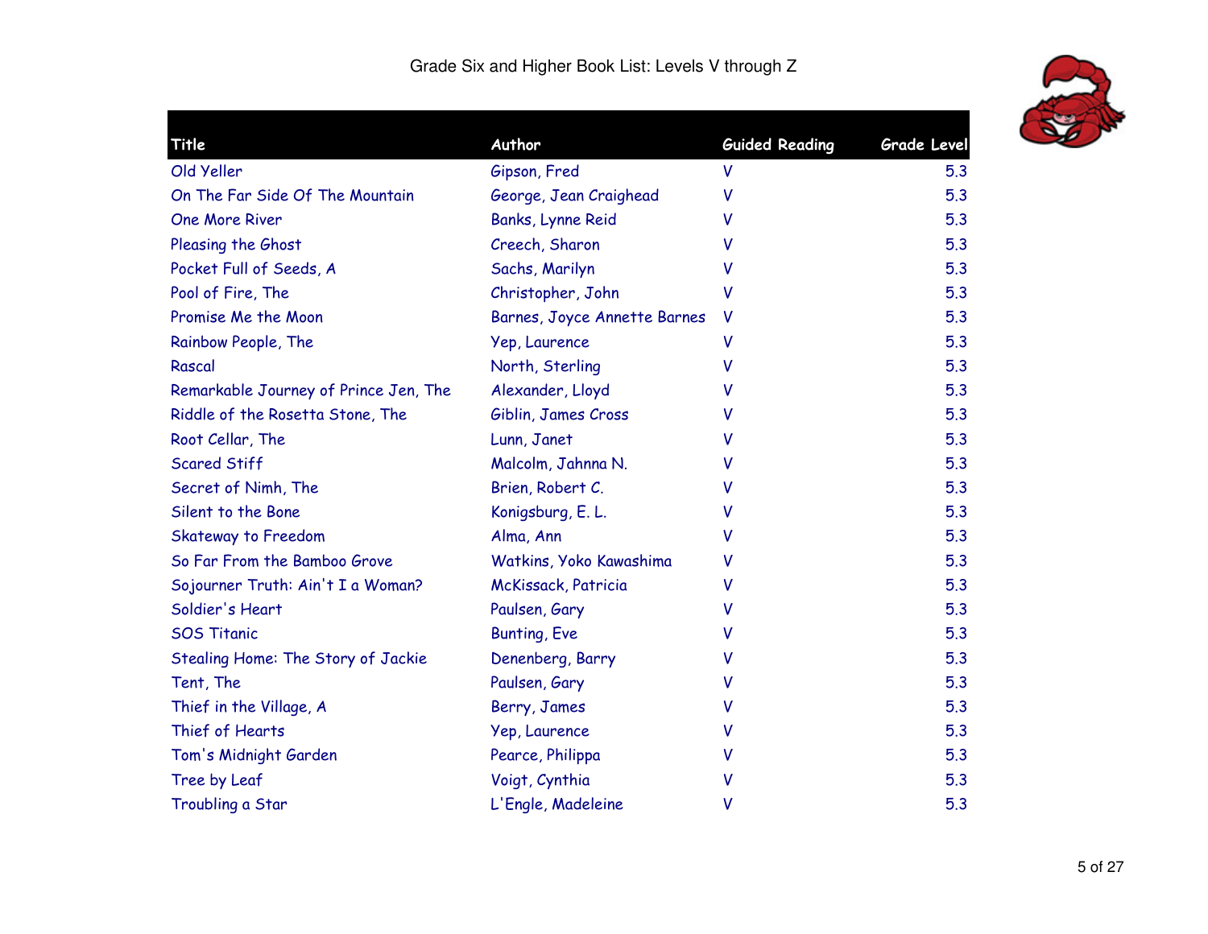Grade Six and Higher Book List: Levels V through Z

| Title | Author | Guided Reading | Grade Level |
|---|---|---|---|
| Old Yeller | Gipson, Fred | V | 5.3 |
| On The Far Side Of The Mountain | George, Jean Craighead | V | 5.3 |
| One More River | Banks, Lynne Reid | V | 5.3 |
| Pleasing the Ghost | Creech, Sharon | V | 5.3 |
| Pocket Full of Seeds, A | Sachs, Marilyn | V | 5.3 |
| Pool of Fire, The | Christopher, John | V | 5.3 |
| Promise Me the Moon | Barnes, Joyce Annette Barnes | V | 5.3 |
| Rainbow People, The | Yep, Laurence | V | 5.3 |
| Rascal | North, Sterling | V | 5.3 |
| Remarkable Journey of Prince Jen, The | Alexander, Lloyd | V | 5.3 |
| Riddle of the Rosetta Stone, The | Giblin, James Cross | V | 5.3 |
| Root Cellar, The | Lunn, Janet | V | 5.3 |
| Scared Stiff | Malcolm, Jahnna N. | V | 5.3 |
| Secret of Nimh, The | Brien, Robert C. | V | 5.3 |
| Silent to the Bone | Konigsburg, E. L. | V | 5.3 |
| Skateway to Freedom | Alma, Ann | V | 5.3 |
| So Far From the Bamboo Grove | Watkins, Yoko Kawashima | V | 5.3 |
| Sojourner Truth: Ain't I a Woman? | McKissack, Patricia | V | 5.3 |
| Soldier's Heart | Paulsen, Gary | V | 5.3 |
| SOS Titanic | Bunting, Eve | V | 5.3 |
| Stealing Home: The Story of Jackie | Denenberg, Barry | V | 5.3 |
| Tent, The | Paulsen, Gary | V | 5.3 |
| Thief in the Village, A | Berry, James | V | 5.3 |
| Thief of Hearts | Yep, Laurence | V | 5.3 |
| Tom's Midnight Garden | Pearce, Philippa | V | 5.3 |
| Tree by Leaf | Voigt, Cynthia | V | 5.3 |
| Troubling a Star | L'Engle, Madeleine | V | 5.3 |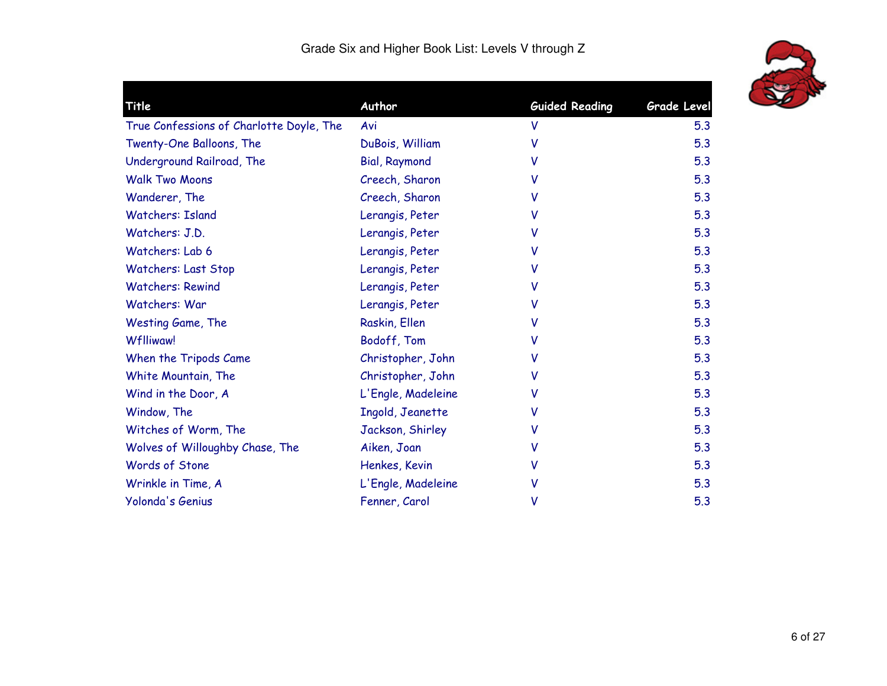Grade Six and Higher Book List: Levels V through Z

| Title | Author | Guided Reading | Grade Level |
|---|---|---|---|
| True Confessions of Charlotte Doyle, The | Avi | V | 5.3 |
| Twenty-One Balloons, The | DuBois, William | V | 5.3 |
| Underground Railroad, The | Bial, Raymond | V | 5.3 |
| Walk Two Moons | Creech, Sharon | V | 5.3 |
| Wanderer, The | Creech, Sharon | V | 5.3 |
| Watchers: Island | Lerangis, Peter | V | 5.3 |
| Watchers: J.D. | Lerangis, Peter | V | 5.3 |
| Watchers: Lab 6 | Lerangis, Peter | V | 5.3 |
| Watchers: Last Stop | Lerangis, Peter | V | 5.3 |
| Watchers: Rewind | Lerangis, Peter | V | 5.3 |
| Watchers: War | Lerangis, Peter | V | 5.3 |
| Westing Game, The | Raskin, Ellen | V | 5.3 |
| Wflliwaw! | Bodoff, Tom | V | 5.3 |
| When the Tripods Came | Christopher, John | V | 5.3 |
| White Mountain, The | Christopher, John | V | 5.3 |
| Wind in the Door, A | L'Engle, Madeleine | V | 5.3 |
| Window, The | Ingold, Jeanette | V | 5.3 |
| Witches of Worm, The | Jackson, Shirley | V | 5.3 |
| Wolves of Willoughby Chase, The | Aiken, Joan | V | 5.3 |
| Words of Stone | Henkes, Kevin | V | 5.3 |
| Wrinkle in Time, A | L'Engle, Madeleine | V | 5.3 |
| Yolonda's Genius | Fenner, Carol | V | 5.3 |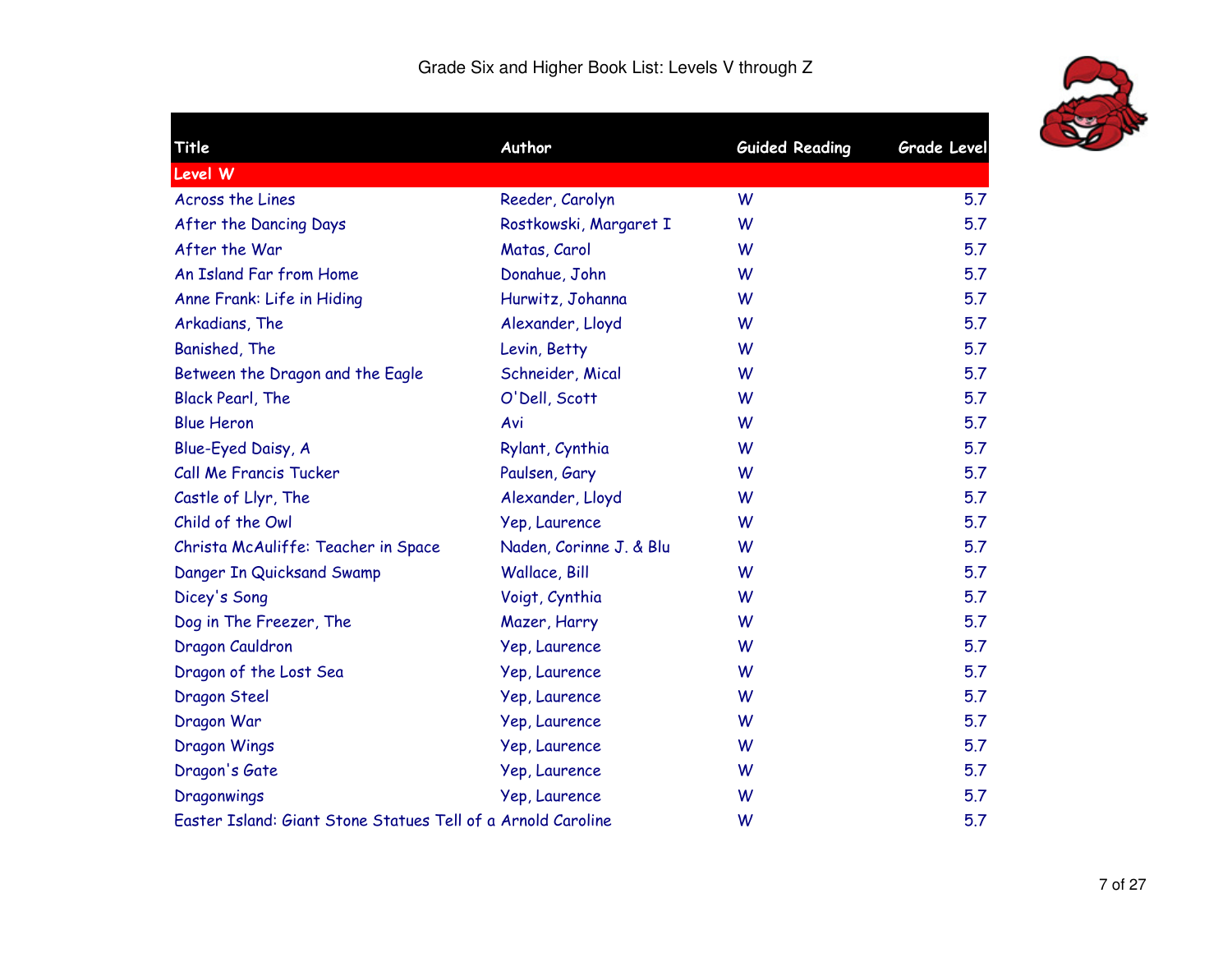# Grade Six and Higher Book List: Levels V through Z

| Title | Author | Guided Reading | Grade Level |
|---|---|---|---|
| **Level W** | | | |
| Across the Lines | Reeder, Carolyn | W | 5.7 |
| After the Dancing Days | Rostkowski, Margaret I | W | 5.7 |
| After the War | Matas, Carol | W | 5.7 |
| An Island Far from Home | Donahue, John | W | 5.7 |
| Anne Frank: Life in Hiding | Hurwitz, Johanna | W | 5.7 |
| Arkadians, The | Alexander, Lloyd | W | 5.7 |
| Banished, The | Levin, Betty | W | 5.7 |
| Between the Dragon and the Eagle | Schneider, Mical | W | 5.7 |
| Black Pearl, The | O'Dell, Scott | W | 5.7 |
| Blue Heron | Avi | W | 5.7 |
| Blue-Eyed Daisy, A | Rylant, Cynthia | W | 5.7 |
| Call Me Francis Tucker | Paulsen, Gary | W | 5.7 |
| Castle of Llyr, The | Alexander, Lloyd | W | 5.7 |
| Child of the Owl | Yep, Laurence | W | 5.7 |
| Christa McAuliffe: Teacher in Space | Naden, Corinne J. & Blu | W | 5.7 |
| Danger In Quicksand Swamp | Wallace, Bill | W | 5.7 |
| Dicey's Song | Voigt, Cynthia | W | 5.7 |
| Dog in The Freezer, The | Mazer, Harry | W | 5.7 |
| Dragon Cauldron | Yep, Laurence | W | 5.7 |
| Dragon of the Lost Sea | Yep, Laurence | W | 5.7 |
| Dragon Steel | Yep, Laurence | W | 5.7 |
| Dragon War | Yep, Laurence | W | 5.7 |
| Dragon Wings | Yep, Laurence | W | 5.7 |
| Dragon's Gate | Yep, Laurence | W | 5.7 |
| Dragonwings | Yep, Laurence | W | 5.7 |
| Easter Island: Giant Stone Statues Tell of a | Arnold Caroline | W | 5.7 |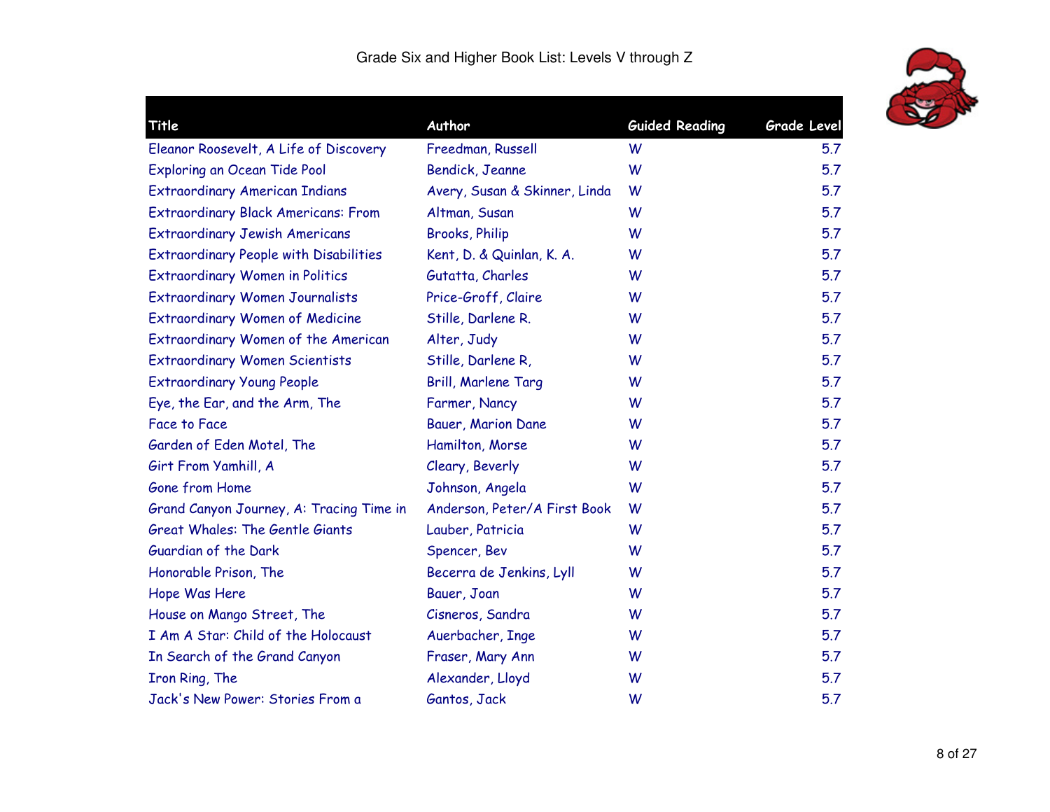Grade Six and Higher Book List: Levels V through Z

| Title | Author | Guided Reading | Grade Level |
|---|---|---|---|
| Eleanor Roosevelt, A Life of Discovery | Freedman, Russell | W | 5.7 |
| Exploring an Ocean Tide Pool | Bendick, Jeanne | W | 5.7 |
| Extraordinary American Indians | Avery, Susan & Skinner, Linda | W | 5.7 |
| Extraordinary Black Americans: From | Altman, Susan | W | 5.7 |
| Extraordinary Jewish Americans | Brooks, Philip | W | 5.7 |
| Extraordinary People with Disabilities | Kent, D. & Quinlan, K. A. | W | 5.7 |
| Extraordinary Women in Politics | Gutatta, Charles | W | 5.7 |
| Extraordinary Women Journalists | Price-Groff, Claire | W | 5.7 |
| Extraordinary Women of Medicine | Stille, Darlene R. | W | 5.7 |
| Extraordinary Women of the American | Alter, Judy | W | 5.7 |
| Extraordinary Women Scientists | Stille, Darlene R, | W | 5.7 |
| Extraordinary Young People | Brill, Marlene Targ | W | 5.7 |
| Eye, the Ear, and the Arm, The | Farmer, Nancy | W | 5.7 |
| Face to Face | Bauer, Marion Dane | W | 5.7 |
| Garden of Eden Motel, The | Hamilton, Morse | W | 5.7 |
| Girt From Yamhill, A | Cleary, Beverly | W | 5.7 |
| Gone from Home | Johnson, Angela | W | 5.7 |
| Grand Canyon Journey, A: Tracing Time in | Anderson, Peter/A First Book | W | 5.7 |
| Great Whales: The Gentle Giants | Lauber, Patricia | W | 5.7 |
| Guardian of the Dark | Spencer, Bev | W | 5.7 |
| Honorable Prison, The | Becerra de Jenkins, Lyll | W | 5.7 |
| Hope Was Here | Bauer, Joan | W | 5.7 |
| House on Mango Street, The | Cisneros, Sandra | W | 5.7 |
| I Am A Star: Child of the Holocaust | Auerbacher, Inge | W | 5.7 |
| In Search of the Grand Canyon | Fraser, Mary Ann | W | 5.7 |
| Iron Ring, The | Alexander, Lloyd | W | 5.7 |
| Jack's New Power: Stories From a | Gantos, Jack | W | 5.7 |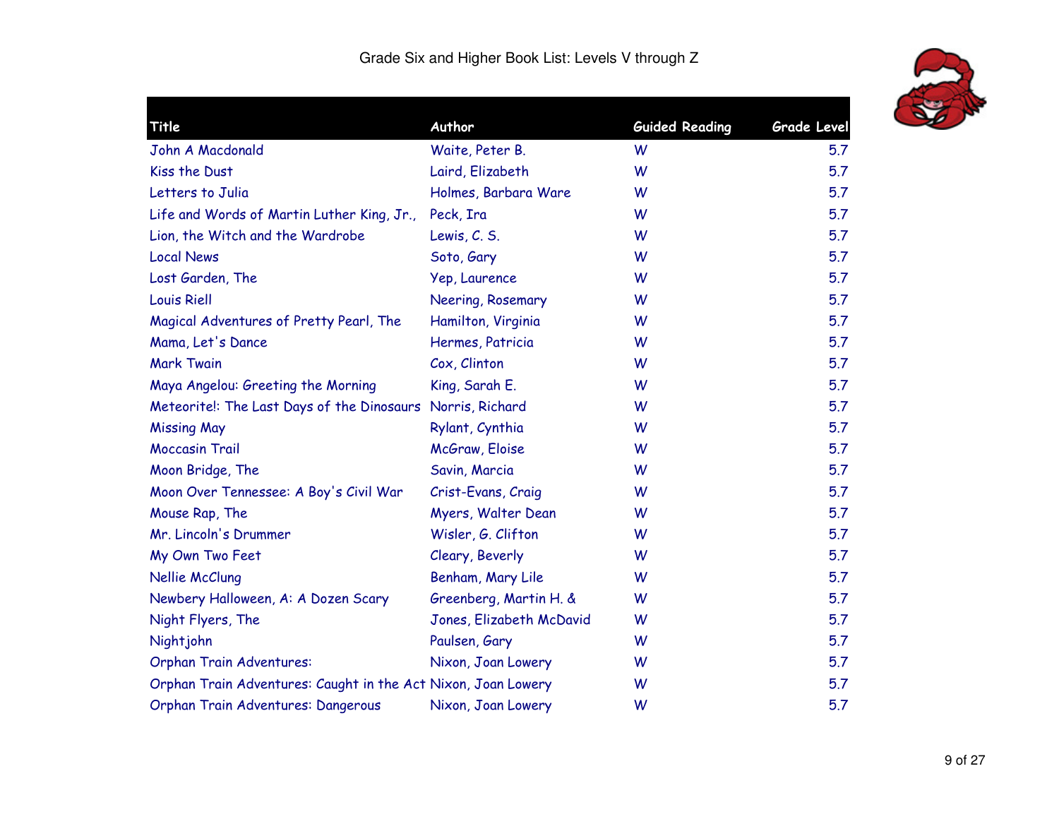Grade Six and Higher Book List: Levels V through Z

| Title | Author | Guided Reading | Grade Level |
|---|---|---|---|
| John A Macdonald | Waite, Peter B. | W | 5.7 |
| Kiss the Dust | Laird, Elizabeth | W | 5.7 |
| Letters to Julia | Holmes, Barbara Ware | W | 5.7 |
| Life and Words of Martin Luther King, Jr., | Peck, Ira | W | 5.7 |
| Lion, the Witch and the Wardrobe | Lewis, C. S. | W | 5.7 |
| Local News | Soto, Gary | W | 5.7 |
| Lost Garden, The | Yep, Laurence | W | 5.7 |
| Louis Riell | Neering, Rosemary | W | 5.7 |
| Magical Adventures of Pretty Pearl, The | Hamilton, Virginia | W | 5.7 |
| Mama, Let's Dance | Hermes, Patricia | W | 5.7 |
| Mark Twain | Cox, Clinton | W | 5.7 |
| Maya Angelou: Greeting the Morning | King, Sarah E. | W | 5.7 |
| Meteorite!: The Last Days of the Dinosaurs | Norris, Richard | W | 5.7 |
| Missing May | Rylant, Cynthia | W | 5.7 |
| Moccasin Trail | McGraw, Eloise | W | 5.7 |
| Moon Bridge, The | Savin, Marcia | W | 5.7 |
| Moon Over Tennessee: A Boy's Civil War | Crist-Evans, Craig | W | 5.7 |
| Mouse Rap, The | Myers, Walter Dean | W | 5.7 |
| Mr. Lincoln's Drummer | Wisler, G. Clifton | W | 5.7 |
| My Own Two Feet | Cleary, Beverly | W | 5.7 |
| Nellie McClung | Benham, Mary Lile | W | 5.7 |
| Newbery Halloween, A: A Dozen Scary | Greenberg, Martin H. & | W | 5.7 |
| Night Flyers, The | Jones, Elizabeth McDavid | W | 5.7 |
| Nightjohn | Paulsen, Gary | W | 5.7 |
| Orphan Train Adventures: | Nixon, Joan Lowery | W | 5.7 |
| Orphan Train Adventures: Caught in the Act | Nixon, Joan Lowery | W | 5.7 |
| Orphan Train Adventures: Dangerous | Nixon, Joan Lowery | W | 5.7 |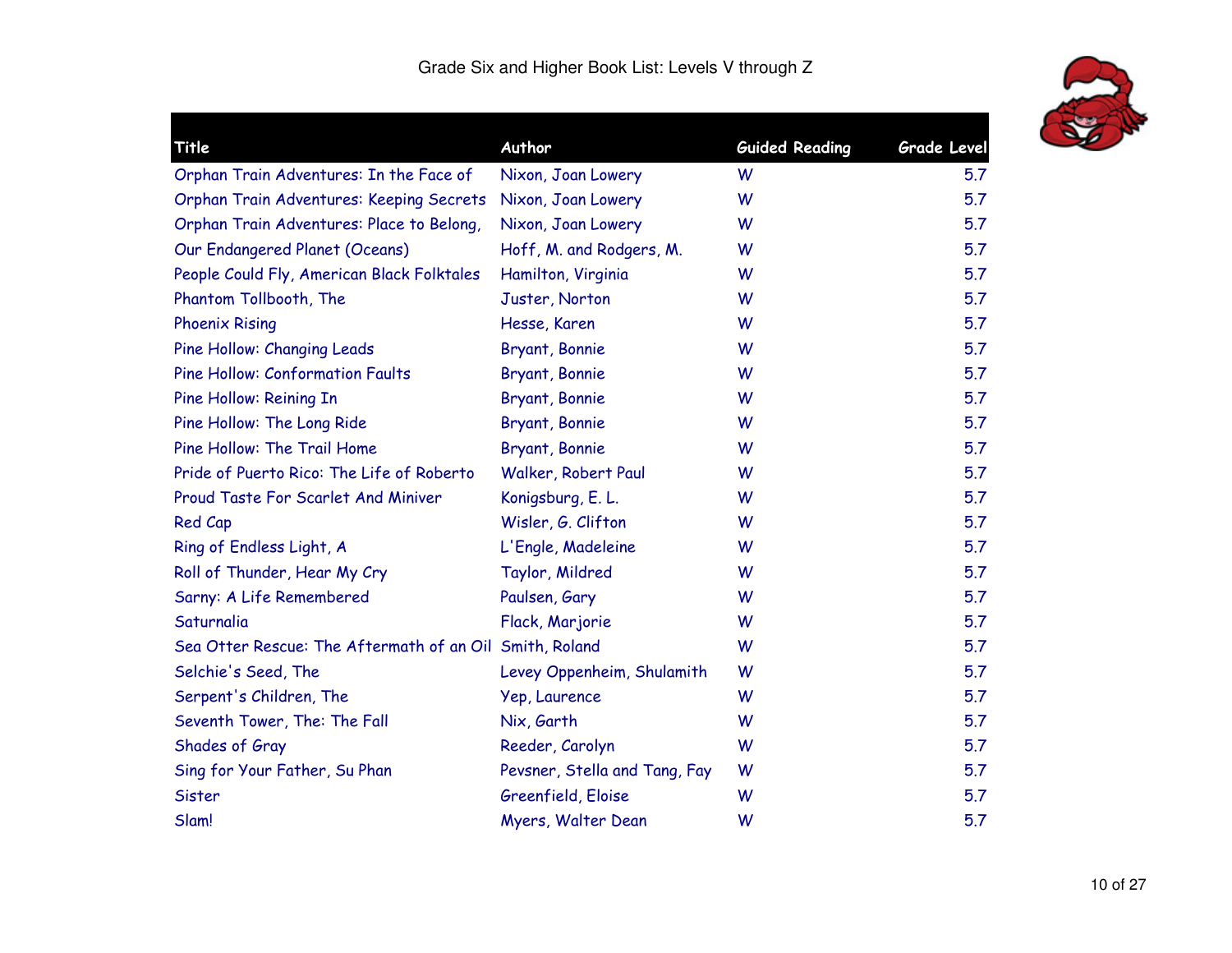Grade Six and Higher Book List: Levels V through Z

| Title | Author | Guided Reading | Grade Level |
|---|---|---|---|
| Orphan Train Adventures: In the Face of | Nixon, Joan Lowery | W | 5.7 |
| Orphan Train Adventures: Keeping Secrets | Nixon, Joan Lowery | W | 5.7 |
| Orphan Train Adventures: Place to Belong, | Nixon, Joan Lowery | W | 5.7 |
| Our Endangered Planet (Oceans) | Hoff, M. and Rodgers, M. | W | 5.7 |
| People Could Fly, American Black Folktales | Hamilton, Virginia | W | 5.7 |
| Phantom Tollbooth, The | Juster, Norton | W | 5.7 |
| Phoenix Rising | Hesse, Karen | W | 5.7 |
| Pine Hollow: Changing Leads | Bryant, Bonnie | W | 5.7 |
| Pine Hollow: Conformation Faults | Bryant, Bonnie | W | 5.7 |
| Pine Hollow: Reining In | Bryant, Bonnie | W | 5.7 |
| Pine Hollow: The Long Ride | Bryant, Bonnie | W | 5.7 |
| Pine Hollow: The Trail Home | Bryant, Bonnie | W | 5.7 |
| Pride of Puerto Rico: The Life of Roberto | Walker, Robert Paul | W | 5.7 |
| Proud Taste For Scarlet And Miniver | Konigsburg, E. L. | W | 5.7 |
| Red Cap | Wisler, G. Clifton | W | 5.7 |
| Ring of Endless Light, A | L'Engle, Madeleine | W | 5.7 |
| Roll of Thunder, Hear My Cry | Taylor, Mildred | W | 5.7 |
| Sarny: A Life Remembered | Paulsen, Gary | W | 5.7 |
| Saturnalia | Flack, Marjorie | W | 5.7 |
| Sea Otter Rescue: The Aftermath of an Oil | Smith, Roland | W | 5.7 |
| Selchie's Seed, The | Levey Oppenheim, Shulamith | W | 5.7 |
| Serpent's Children, The | Yep, Laurence | W | 5.7 |
| Seventh Tower, The: The Fall | Nix, Garth | W | 5.7 |
| Shades of Gray | Reeder, Carolyn | W | 5.7 |
| Sing for Your Father, Su Phan | Pevsner, Stella and Tang, Fay | W | 5.7 |
| Sister | Greenfield, Eloise | W | 5.7 |
| Slam! | Myers, Walter Dean | W | 5.7 |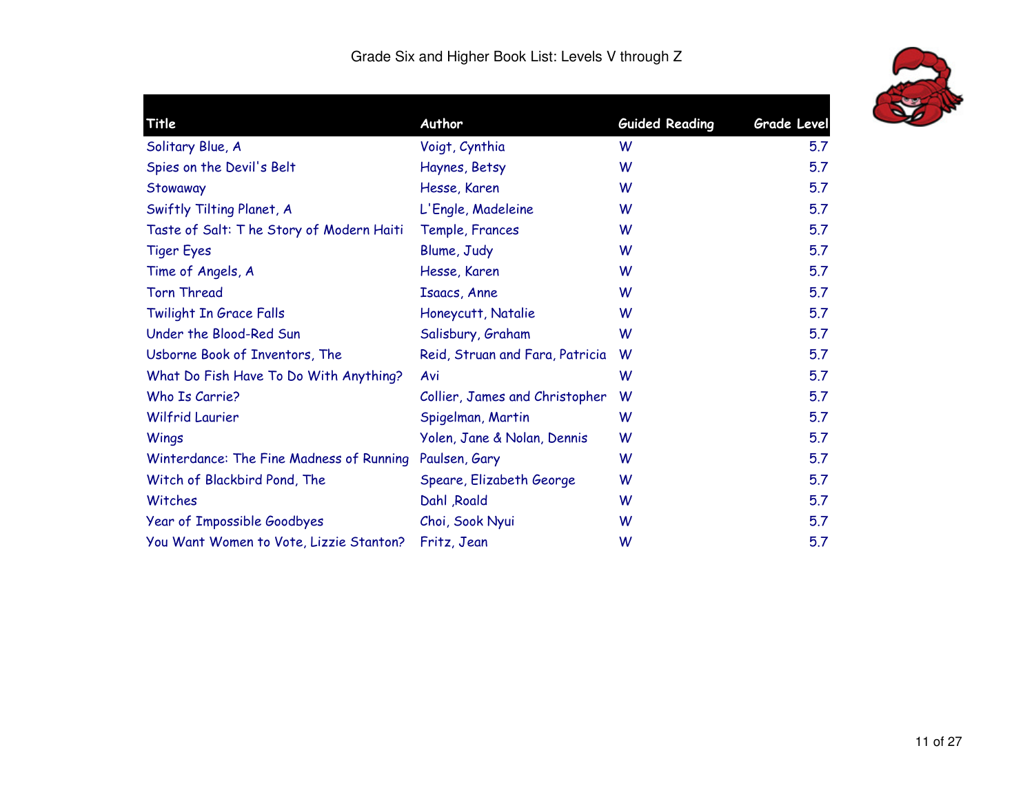Grade Six and Higher Book List: Levels V through Z

| Title | Author | Guided Reading | Grade Level |
|---|---|---|---|
| Solitary Blue, A | Voigt, Cynthia | W | 5.7 |
| Spies on the Devil's Belt | Haynes, Betsy | W | 5.7 |
| Stowaway | Hesse, Karen | W | 5.7 |
| Swiftly Tilting Planet, A | L'Engle, Madeleine | W | 5.7 |
| Taste of Salt: T he Story of Modern Haiti | Temple, Frances | W | 5.7 |
| Tiger Eyes | Blume, Judy | W | 5.7 |
| Time of Angels, A | Hesse, Karen | W | 5.7 |
| Torn Thread | Isaacs, Anne | W | 5.7 |
| Twilight In Grace Falls | Honeycutt, Natalie | W | 5.7 |
| Under the Blood-Red Sun | Salisbury, Graham | W | 5.7 |
| Usborne Book of Inventors, The | Reid, Struan and Fara, Patricia | W | 5.7 |
| What Do Fish Have To Do With Anything? | Avi | W | 5.7 |
| Who Is Carrie? | Collier, James and Christopher | W | 5.7 |
| Wilfrid Laurier | Spigelman, Martin | W | 5.7 |
| Wings | Yolen, Jane & Nolan, Dennis | W | 5.7 |
| Winterdance: The Fine Madness of Running | Paulsen, Gary | W | 5.7 |
| Witch of Blackbird Pond, The | Speare, Elizabeth George | W | 5.7 |
| Witches | Dahl ,Roald | W | 5.7 |
| Year of Impossible Goodbyes | Choi, Sook Nyui | W | 5.7 |
| You Want Women to Vote, Lizzie Stanton? | Fritz, Jean | W | 5.7 |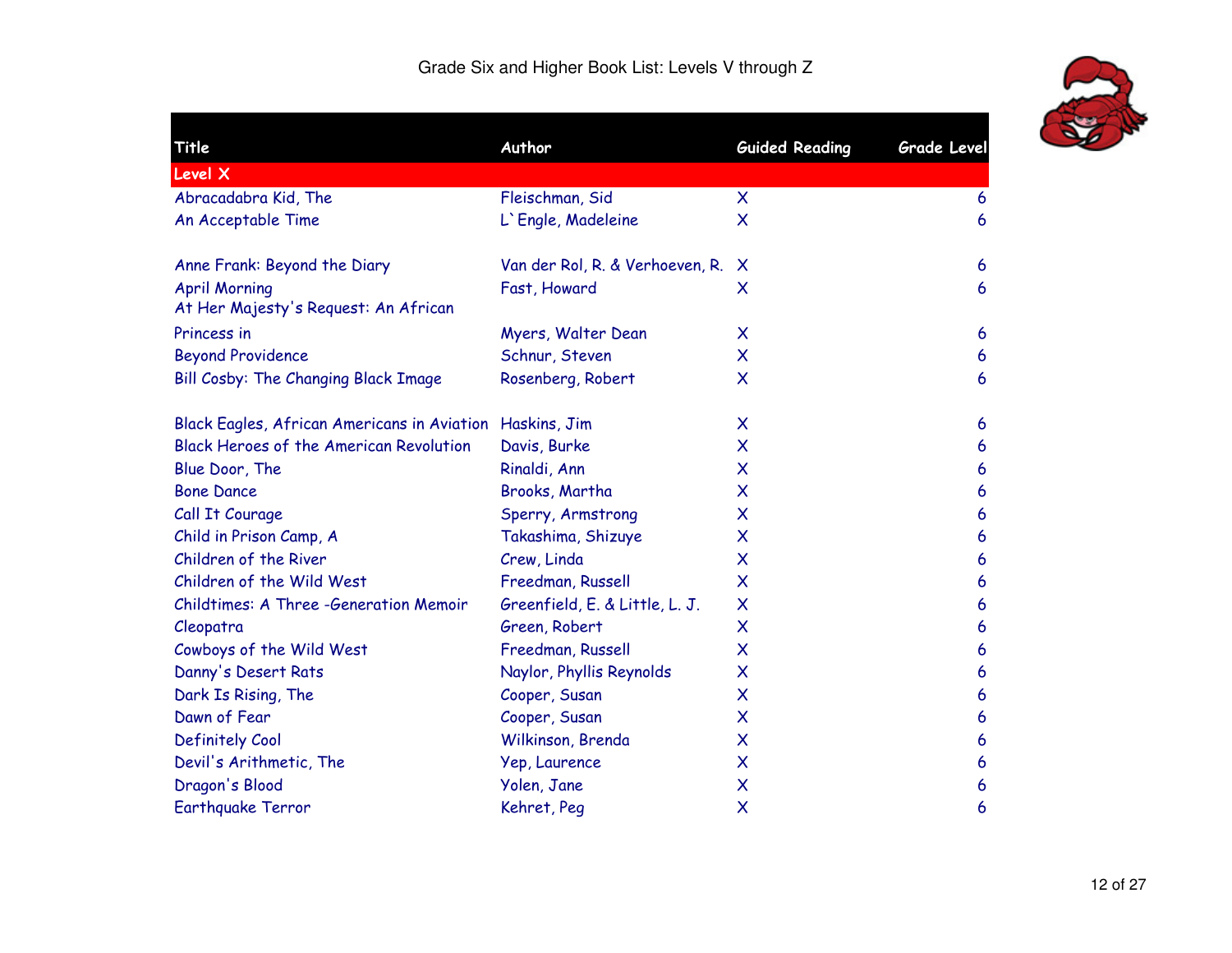# Grade Six and Higher Book List: Levels V through Z

| Title | Author | Guided Reading | Grade Level |
|---|---|---|---|
| **Level X** | | | |
| Abracadabra Kid, The | Fleischman, Sid | X | 6 |
| An Acceptable Time | L`Engle, Madeleine | X | 6 |
| Anne Frank: Beyond the Diary | Van der Rol, R. & Verhoeven, R. | X | 6 |
| April Morning | Fast, Howard | X | 6 |
| At Her Majesty's Request: An African Princess in | Myers, Walter Dean | X | 6 |
| Beyond Providence | Schnur, Steven | X | 6 |
| Bill Cosby: The Changing Black Image | Rosenberg, Robert | X | 6 |
| Black Eagles, African Americans in Aviation | Haskins, Jim | X | 6 |
| Black Heroes of the American Revolution | Davis, Burke | X | 6 |
| Blue Door, The | Rinaldi, Ann | X | 6 |
| Bone Dance | Brooks, Martha | X | 6 |
| Call It Courage | Sperry, Armstrong | X | 6 |
| Child in Prison Camp, A | Takashima, Shizuye | X | 6 |
| Children of the River | Crew, Linda | X | 6 |
| Children of the Wild West | Freedman, Russell | X | 6 |
| Childtimes: A Three -Generation Memoir | Greenfield, E. & Little, L. J. | X | 6 |
| Cleopatra | Green, Robert | X | 6 |
| Cowboys of the Wild West | Freedman, Russell | X | 6 |
| Danny's Desert Rats | Naylor, Phyllis Reynolds | X | 6 |
| Dark Is Rising, The | Cooper, Susan | X | 6 |
| Dawn of Fear | Cooper, Susan | X | 6 |
| Definitely Cool | Wilkinson, Brenda | X | 6 |
| Devil's Arithmetic, The | Yep, Laurence | X | 6 |
| Dragon's Blood | Yolen, Jane | X | 6 |
| Earthquake Terror | Kehret, Peg | X | 6 |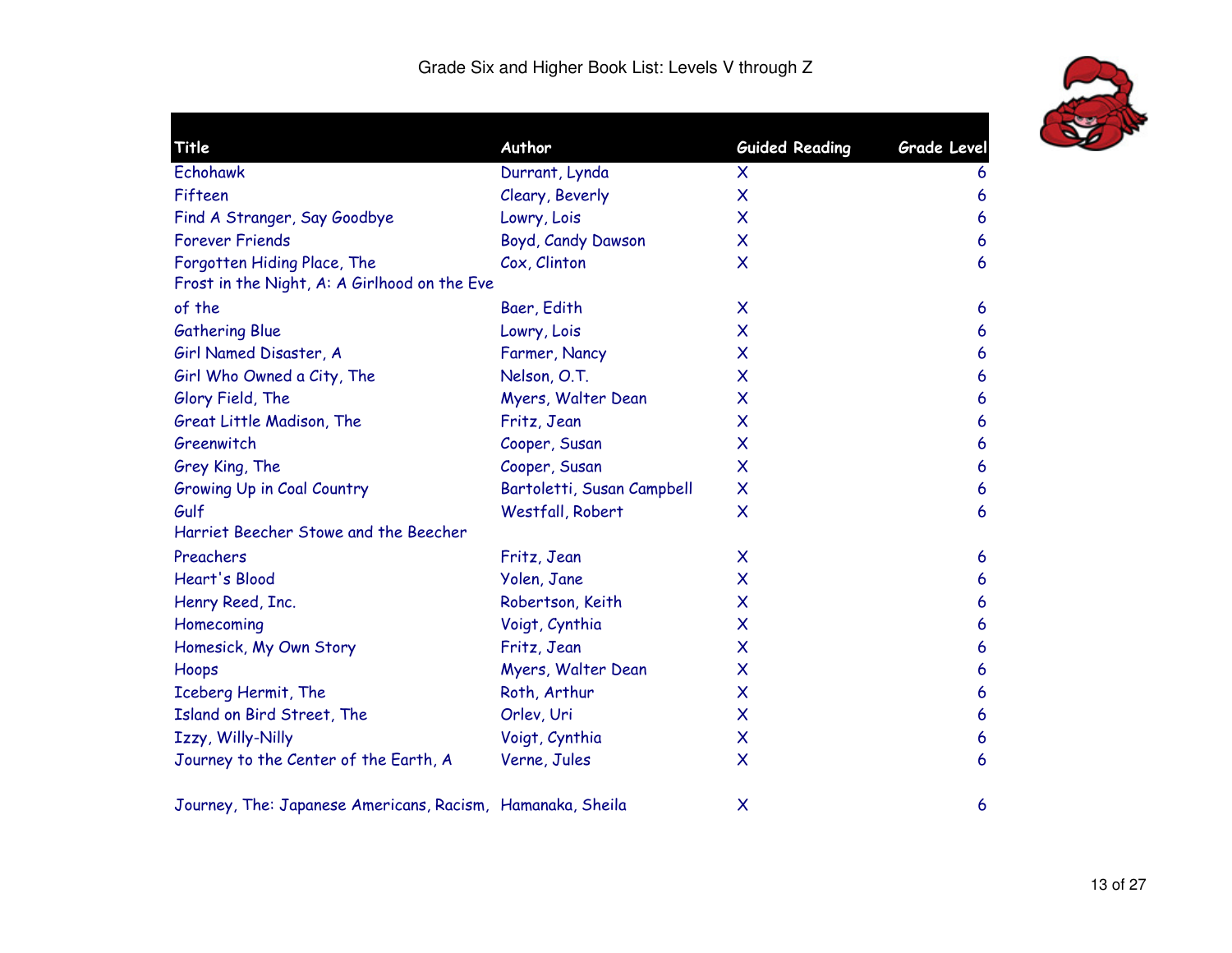# Grade Six and Higher Book List: Levels V through Z

| Title | Author | Guided Reading | Grade Level |
|---|---|---|---|
| Echohawk | Durrant, Lynda | X | 6 |
| Fifteen | Cleary, Beverly | X | 6 |
| Find A Stranger, Say Goodbye | Lowry, Lois | X | 6 |
| Forever Friends | Boyd, Candy Dawson | X | 6 |
| Forgotten Hiding Place, The | Cox, Clinton | X | 6 |
| Frost in the Night, A: A Girlhood on the Eve of the | Baer, Edith | X | 6 |
| Gathering Blue | Lowry, Lois | X | 6 |
| Girl Named Disaster, A | Farmer, Nancy | X | 6 |
| Girl Who Owned a City, The | Nelson, O.T. | X | 6 |
| Glory Field, The | Myers, Walter Dean | X | 6 |
| Great Little Madison, The | Fritz, Jean | X | 6 |
| Greenwitch | Cooper, Susan | X | 6 |
| Grey King, The | Cooper, Susan | X | 6 |
| Growing Up in Coal Country | Bartoletti, Susan Campbell | X | 6 |
| Gulf | Westfall, Robert | X | 6 |
| Harriet Beecher Stowe and the Beecher Preachers | Fritz, Jean | X | 6 |
| Heart's Blood | Yolen, Jane | X | 6 |
| Henry Reed, Inc. | Robertson, Keith | X | 6 |
| Homecoming | Voigt, Cynthia | X | 6 |
| Homesick, My Own Story | Fritz, Jean | X | 6 |
| Hoops | Myers, Walter Dean | X | 6 |
| Iceberg Hermit, The | Roth, Arthur | X | 6 |
| Island on Bird Street, The | Orlev, Uri | X | 6 |
| Izzy, Willy-Nilly | Voigt, Cynthia | X | 6 |
| Journey to the Center of the Earth, A | Verne, Jules | X | 6 |
| Journey, The: Japanese Americans, Racism, | Hamanaka, Sheila | X | 6 |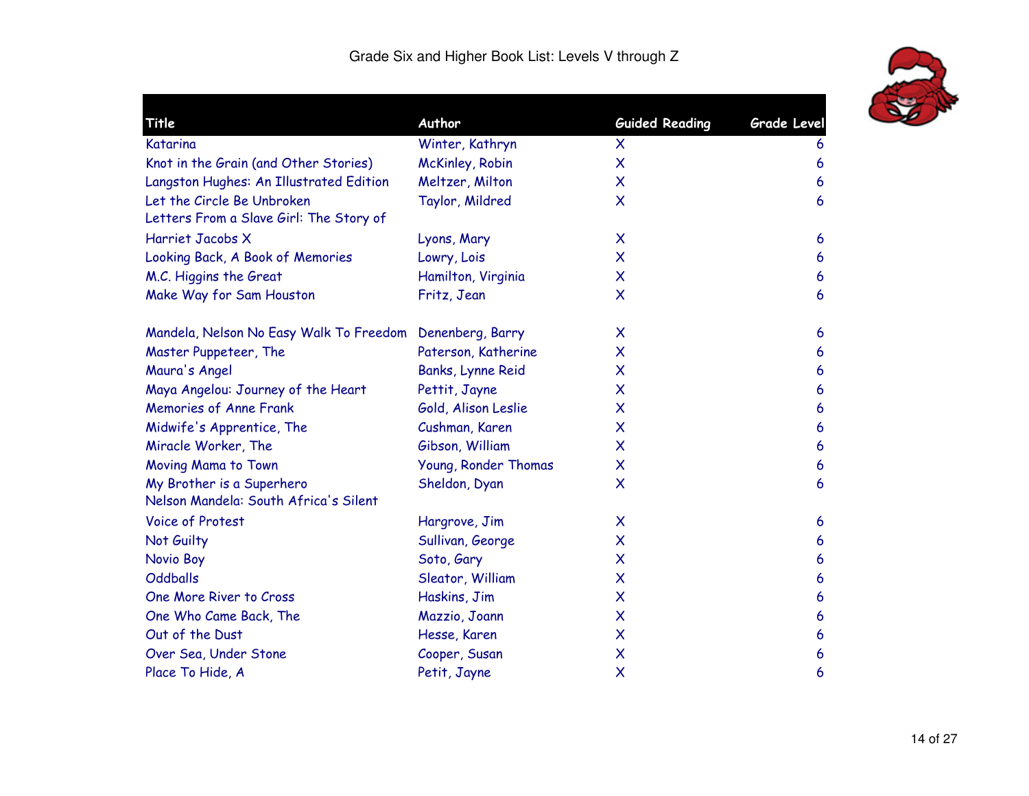Grade Six and Higher Book List: Levels V through Z

| Title | Author | Guided Reading | Grade Level |
|---|---|---|---|
| Katarina | Winter, Kathryn | X | 6 |
| Knot in the Grain (and Other Stories) | McKinley, Robin | X | 6 |
| Langston Hughes: An Illustrated Edition | Meltzer, Milton | X | 6 |
| Let the Circle Be Unbroken | Taylor, Mildred | X | 6 |
| Letters From a Slave Girl: The Story of Harriet Jacobs X | Lyons, Mary | X | 6 |
| Looking Back, A Book of Memories | Lowry, Lois | X | 6 |
| M.C. Higgins the Great | Hamilton, Virginia | X | 6 |
| Make Way for Sam Houston | Fritz, Jean | X | 6 |
| Mandela, Nelson No Easy Walk To Freedom | Denenberg, Barry | X | 6 |
| Master Puppeteer, The | Paterson, Katherine | X | 6 |
| Maura's Angel | Banks, Lynne Reid | X | 6 |
| Maya Angelou: Journey of the Heart | Pettit, Jayne | X | 6 |
| Memories of Anne Frank | Gold, Alison Leslie | X | 6 |
| Midwife's Apprentice, The | Cushman, Karen | X | 6 |
| Miracle Worker, The | Gibson, William | X | 6 |
| Moving Mama to Town | Young, Ronder Thomas | X | 6 |
| My Brother is a Superhero | Sheldon, Dyan | X | 6 |
| Nelson Mandela: South Africa's Silent Voice of Protest | Hargrove, Jim | X | 6 |
| Not Guilty | Sullivan, George | X | 6 |
| Novio Boy | Soto, Gary | X | 6 |
| Oddballs | Sleator, William | X | 6 |
| One More River to Cross | Haskins, Jim | X | 6 |
| One Who Came Back, The | Mazzio, Joann | X | 6 |
| Out of the Dust | Hesse, Karen | X | 6 |
| Over Sea, Under Stone | Cooper, Susan | X | 6 |
| Place To Hide, A | Petit, Jayne | X | 6 |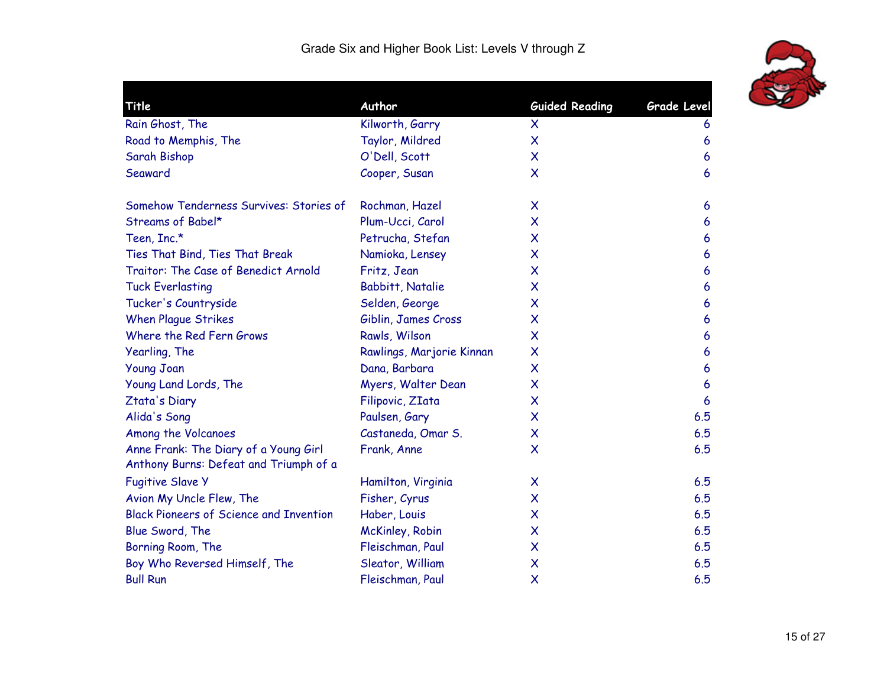Grade Six and Higher Book List: Levels V through Z

| Title | Author | Guided Reading | Grade Level |
|---|---|---|---|
| Rain Ghost, The | Kilworth, Garry | X | 6 |
| Road to Memphis, The | Taylor, Mildred | X | 6 |
| Sarah Bishop | O'Dell, Scott | X | 6 |
| Seaward | Cooper, Susan | X | 6 |
| Somehow Tenderness Survives: Stories of | Rochman, Hazel | X | 6 |
| Streams of Babel* | Plum-Ucci, Carol | X | 6 |
| Teen, Inc.* | Petrucha, Stefan | X | 6 |
| Ties That Bind, Ties That Break | Namioka, Lensey | X | 6 |
| Traitor: The Case of Benedict Arnold | Fritz, Jean | X | 6 |
| Tuck Everlasting | Babbitt, Natalie | X | 6 |
| Tucker's Countryside | Selden, George | X | 6 |
| When Plague Strikes | Giblin, James Cross | X | 6 |
| Where the Red Fern Grows | Rawls, Wilson | X | 6 |
| Yearling, The | Rawlings, Marjorie Kinnan | X | 6 |
| Young Joan | Dana, Barbara | X | 6 |
| Young Land Lords, The | Myers, Walter Dean | X | 6 |
| Ztata's Diary | Filipovic, ZIata | X | 6 |
| Alida's Song | Paulsen, Gary | X | 6.5 |
| Among the Volcanoes | Castaneda, Omar S. | X | 6.5 |
| Anne Frank: The Diary of a Young Girl | Frank, Anne | X | 6.5 |
| Anthony Burns: Defeat and Triumph of a Fugitive Slave Y | Hamilton, Virginia | X | 6.5 |
| Avion My Uncle Flew, The | Fisher, Cyrus | X | 6.5 |
| Black Pioneers of Science and Invention | Haber, Louis | X | 6.5 |
| Blue Sword, The | McKinley, Robin | X | 6.5 |
| Borning Room, The | Fleischman, Paul | X | 6.5 |
| Boy Who Reversed Himself, The | Sleator, William | X | 6.5 |
| Bull Run | Fleischman, Paul | X | 6.5 |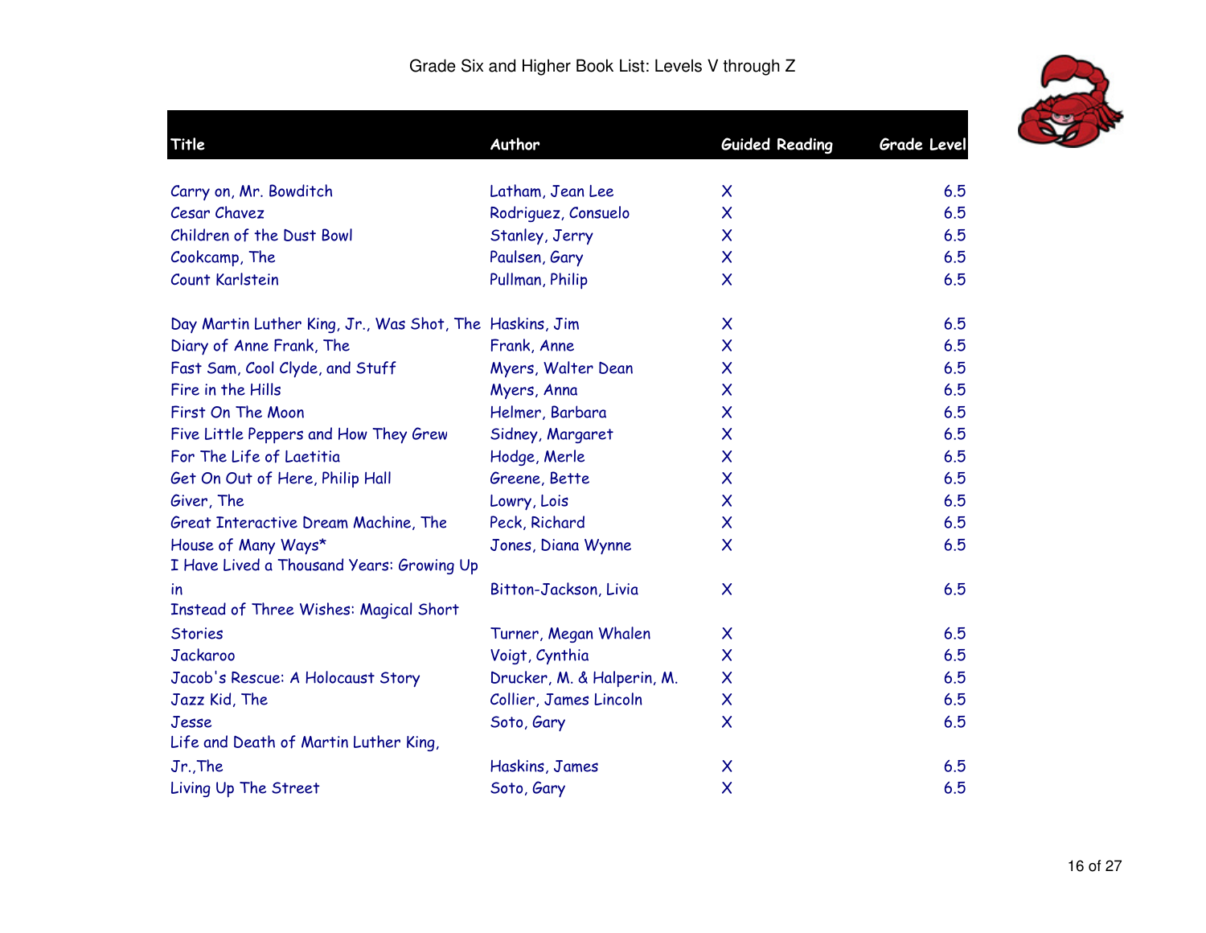# Grade Six and Higher Book List: Levels V through Z

| Title | Author | Guided Reading | Grade Level |
|---|---|---|---|
| Carry on, Mr. Bowditch | Latham, Jean Lee | X | 6.5 |
| Cesar Chavez | Rodriguez, Consuelo | X | 6.5 |
| Children of the Dust Bowl | Stanley, Jerry | X | 6.5 |
| Cookcamp, The | Paulsen, Gary | X | 6.5 |
| Count Karlstein | Pullman, Philip | X | 6.5 |
| Day Martin Luther King, Jr., Was Shot, The | Haskins, Jim | X | 6.5 |
| Diary of Anne Frank, The | Frank, Anne | X | 6.5 |
| Fast Sam, Cool Clyde, and Stuff | Myers, Walter Dean | X | 6.5 |
| Fire in the Hills | Myers, Anna | X | 6.5 |
| First On The Moon | Helmer, Barbara | X | 6.5 |
| Five Little Peppers and How They Grew | Sidney, Margaret | X | 6.5 |
| For The Life of Laetitia | Hodge, Merle | X | 6.5 |
| Get On Out of Here, Philip Hall | Greene, Bette | X | 6.5 |
| Giver, The | Lowry, Lois | X | 6.5 |
| Great Interactive Dream Machine, The | Peck, Richard | X | 6.5 |
| House of Many Ways* | Jones, Diana Wynne | X | 6.5 |
| I Have Lived a Thousand Years: Growing Up in | Bitton-Jackson, Livia | X | 6.5 |
| Instead of Three Wishes: Magical Short Stories | Turner, Megan Whalen | X | 6.5 |
| Jackaroo | Voigt, Cynthia | X | 6.5 |
| Jacob's Rescue: A Holocaust Story | Drucker, M. & Halperin, M. | X | 6.5 |
| Jazz Kid, The | Collier, James Lincoln | X | 6.5 |
| Jesse | Soto, Gary | X | 6.5 |
| Life and Death of Martin Luther King, Jr.,The | Haskins, James | X | 6.5 |
| Living Up The Street | Soto, Gary | X | 6.5 |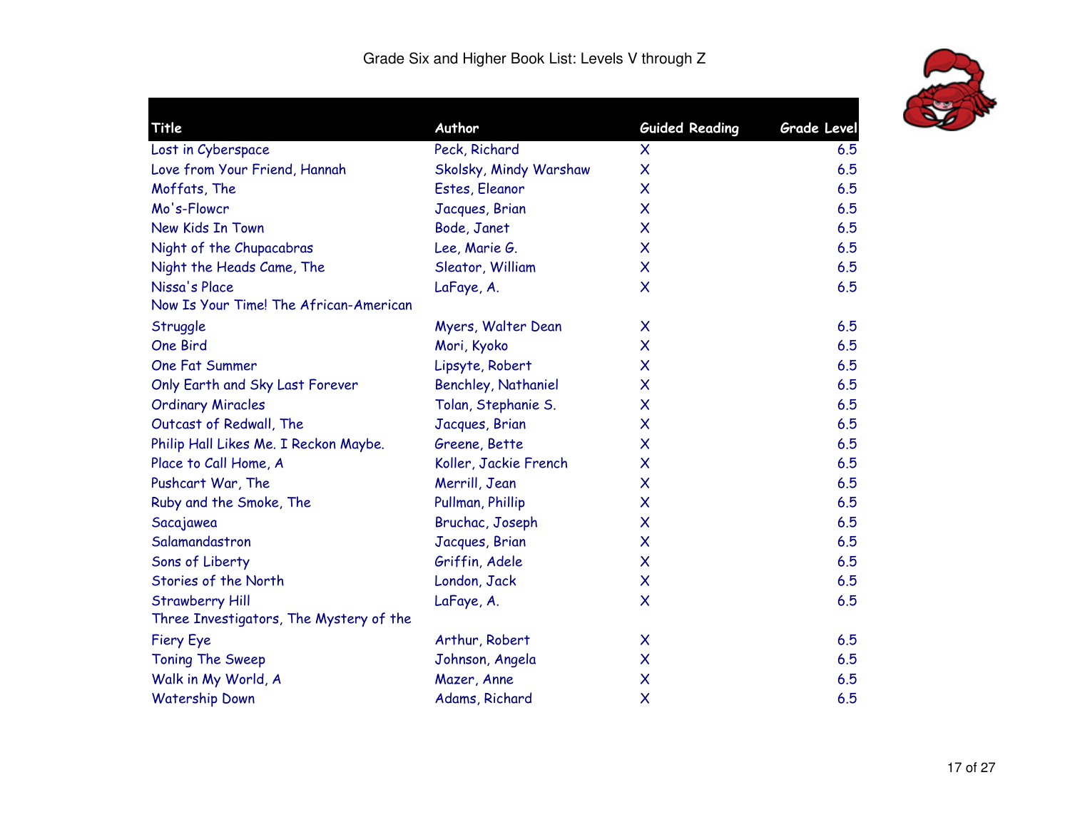Grade Six and Higher Book List: Levels V through Z

| Title | Author | Guided Reading | Grade Level |
|---|---|---|---|
| Lost in Cyberspace | Peck, Richard | X | 6.5 |
| Love from Your Friend, Hannah | Skolsky, Mindy Warshaw | X | 6.5 |
| Moffats, The | Estes, Eleanor | X | 6.5 |
| Mo's-Flowcr | Jacques, Brian | X | 6.5 |
| New Kids In Town | Bode, Janet | X | 6.5 |
| Night of the Chupacabras | Lee, Marie G. | X | 6.5 |
| Night the Heads Came, The | Sleator, William | X | 6.5 |
| Nissa's Place | LaFaye, A. | X | 6.5 |
| Now Is Your Time! The African-American Struggle | Myers, Walter Dean | X | 6.5 |
| One Bird | Mori, Kyoko | X | 6.5 |
| One Fat Summer | Lipsyte, Robert | X | 6.5 |
| Only Earth and Sky Last Forever | Benchley, Nathaniel | X | 6.5 |
| Ordinary Miracles | Tolan, Stephanie S. | X | 6.5 |
| Outcast of Redwall, The | Jacques, Brian | X | 6.5 |
| Philip Hall Likes Me. I Reckon Maybe. | Greene, Bette | X | 6.5 |
| Place to Call Home, A | Koller, Jackie French | X | 6.5 |
| Pushcart War, The | Merrill, Jean | X | 6.5 |
| Ruby and the Smoke, The | Pullman, Phillip | X | 6.5 |
| Sacajawea | Bruchac, Joseph | X | 6.5 |
| Salamandastron | Jacques, Brian | X | 6.5 |
| Sons of Liberty | Griffin, Adele | X | 6.5 |
| Stories of the North | London, Jack | X | 6.5 |
| Strawberry Hill | LaFaye, A. | X | 6.5 |
| Three Investigators, The Mystery of the Fiery Eye | Arthur, Robert | X | 6.5 |
| Toning The Sweep | Johnson, Angela | X | 6.5 |
| Walk in My World, A | Mazer, Anne | X | 6.5 |
| Watership Down | Adams, Richard | X | 6.5 |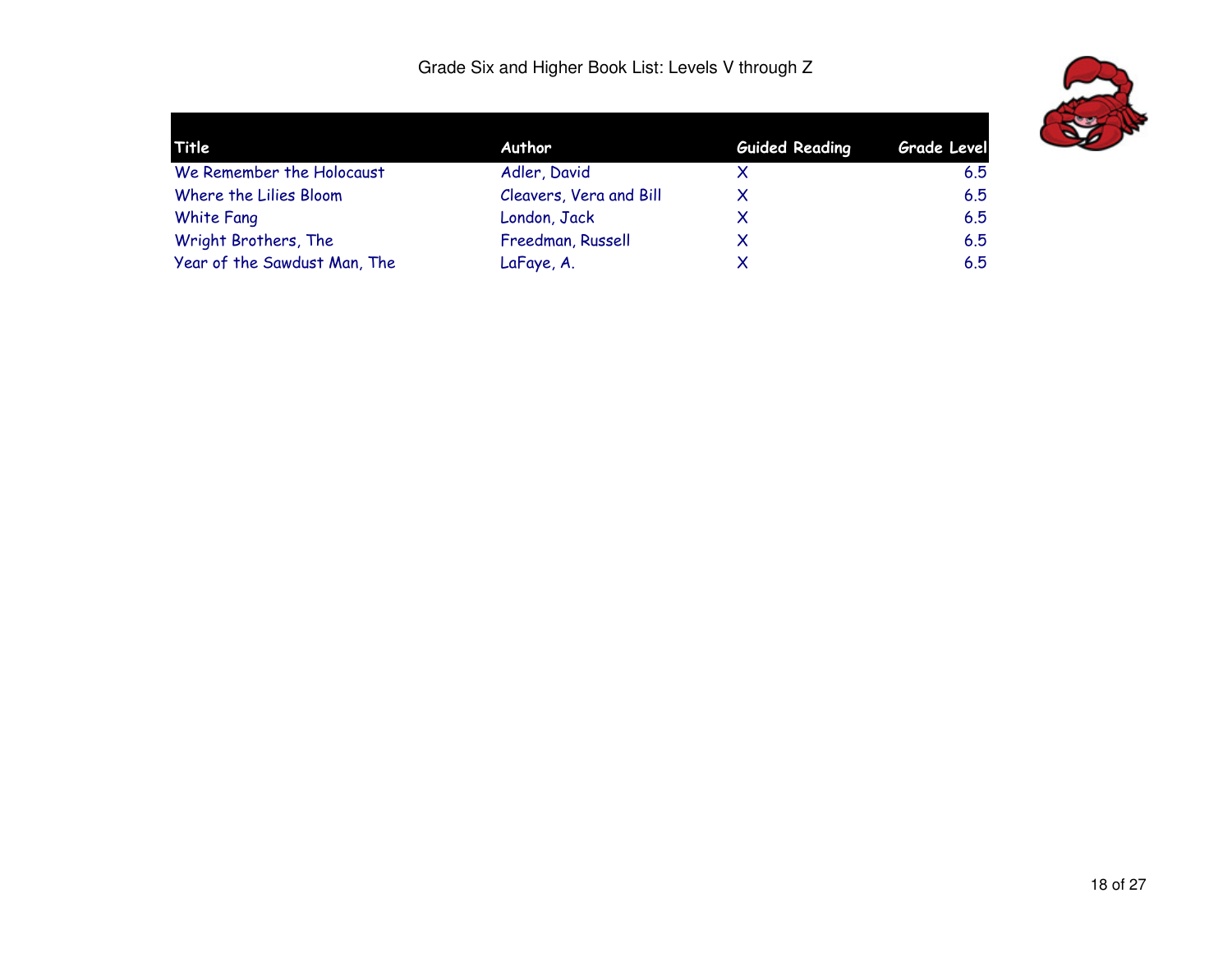Grade Six and Higher Book List: Levels V through Z

| Title | Author | Guided Reading | Grade Level |
| --- | --- | --- | --- |
| We Remember the Holocaust | Adler, David | X | 6.5 |
| Where the Lilies Bloom | Cleavers, Vera and Bill | X | 6.5 |
| White Fang | London, Jack | X | 6.5 |
| Wright Brothers, The | Freedman, Russell | X | 6.5 |
| Year of the Sawdust Man, The | LaFaye, A. | X | 6.5 |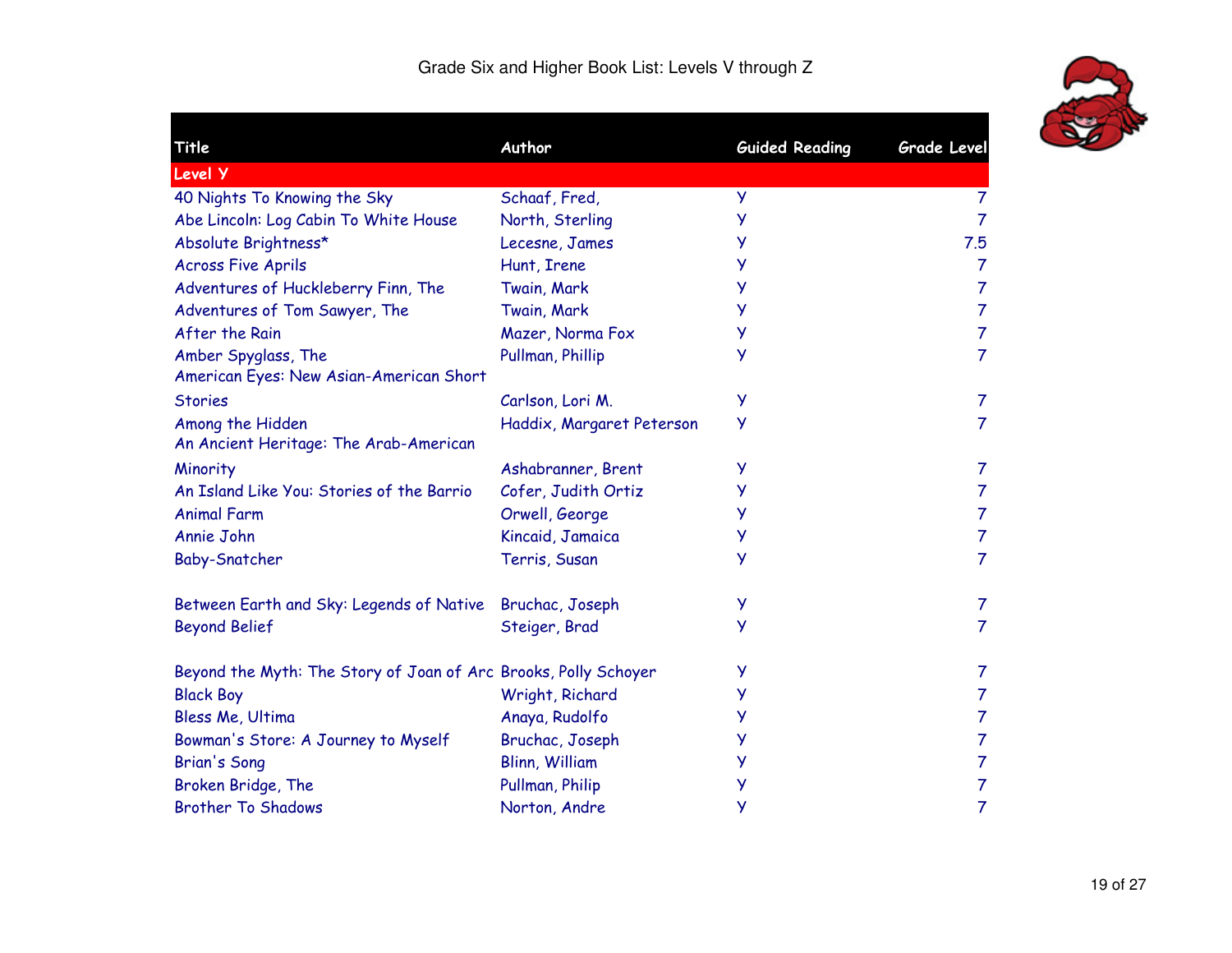# Grade Six and Higher Book List: Levels V through Z

| Title | Author | Guided Reading | Grade Level |
|---|---|---|---|
| **Level Y** | | | |
| 40 Nights To Knowing the Sky | Schaaf, Fred, | Y | 7 |
| Abe Lincoln: Log Cabin To White House | North, Sterling | Y | 7 |
| Absolute Brightness* | Lecesne, James | Y | 7.5 |
| Across Five Aprils | Hunt, Irene | Y | 7 |
| Adventures of Huckleberry Finn, The | Twain, Mark | Y | 7 |
| Adventures of Tom Sawyer, The | Twain, Mark | Y | 7 |
| After the Rain | Mazer, Norma Fox | Y | 7 |
| Amber Spyglass, The | Pullman, Phillip | Y | 7 |
| American Eyes: New Asian-American Short Stories | Carlson, Lori M. | Y | 7 |
| Among the Hidden | Haddix, Margaret Peterson | Y | 7 |
| An Ancient Heritage: The Arab-American Minority | Ashabranner, Brent | Y | 7 |
| An Island Like You: Stories of the Barrio | Cofer, Judith Ortiz | Y | 7 |
| Animal Farm | Orwell, George | Y | 7 |
| Annie John | Kincaid, Jamaica | Y | 7 |
| Baby-Snatcher | Terris, Susan | Y | 7 |
| Between Earth and Sky: Legends of Native | Bruchac, Joseph | Y | 7 |
| Beyond Belief | Steiger, Brad | Y | 7 |
| Beyond the Myth: The Story of Joan of Arc | Brooks, Polly Schoyer | Y | 7 |
| Black Boy | Wright, Richard | Y | 7 |
| Bless Me, Ultima | Anaya, Rudolfo | Y | 7 |
| Bowman's Store: A Journey to Myself | Bruchac, Joseph | Y | 7 |
| Brian's Song | Blinn, William | Y | 7 |
| Broken Bridge, The | Pullman, Philip | Y | 7 |
| Brother To Shadows | Norton, Andre | Y | 7 |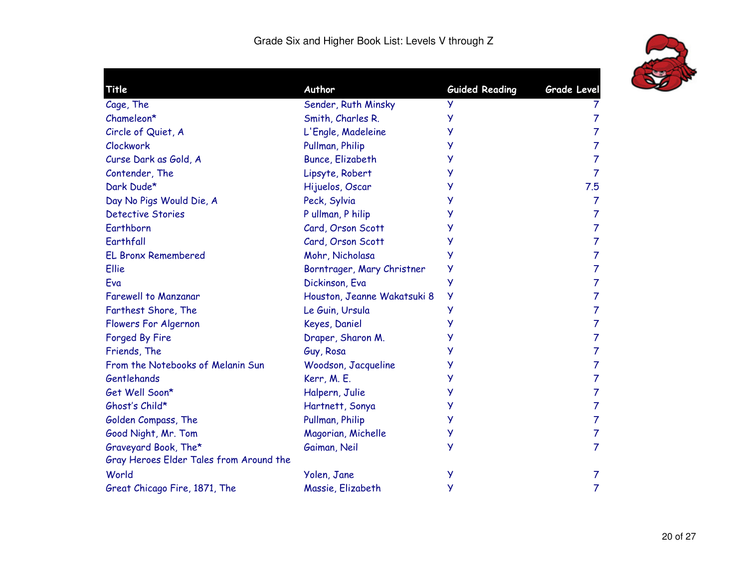# Grade Six and Higher Book List: Levels V through Z

| Title | Author | Guided Reading | Grade Level |
|---|---|---|---|
| Cage, The | Sender, Ruth Minsky | Y | 7 |
| Chameleon* | Smith, Charles R. | Y | 7 |
| Circle of Quiet, A | L'Engle, Madeleine | Y | 7 |
| Clockwork | Pullman, Philip | Y | 7 |
| Curse Dark as Gold, A | Bunce, Elizabeth | Y | 7 |
| Contender, The | Lipsyte, Robert | Y | 7 |
| Dark Dude* | Hijuelos, Oscar | Y | 7.5 |
| Day No Pigs Would Die, A | Peck, Sylvia | Y | 7 |
| Detective Stories | P ullman, P hilip | Y | 7 |
| Earthborn | Card, Orson Scott | Y | 7 |
| Earthfall | Card, Orson Scott | Y | 7 |
| EL Bronx Remembered | Mohr, Nicholasa | Y | 7 |
| Ellie | Borntrager, Mary Christner | Y | 7 |
| Eva | Dickinson, Eva | Y | 7 |
| Farewell to Manzanar | Houston, Jeanne Wakatsuki 8 | Y | 7 |
| Farthest Shore, The | Le Guin, Ursula | Y | 7 |
| Flowers For Algernon | Keyes, Daniel | Y | 7 |
| Forged By Fire | Draper, Sharon M. | Y | 7 |
| Friends, The | Guy, Rosa | Y | 7 |
| From the Notebooks of Melanin Sun | Woodson, Jacqueline | Y | 7 |
| Gentlehands | Kerr, M. E. | Y | 7 |
| Get Well Soon* | Halpern, Julie | Y | 7 |
| Ghost's Child* | Hartnett, Sonya | Y | 7 |
| Golden Compass, The | Pullman, Philip | Y | 7 |
| Good Night, Mr. Tom | Magorian, Michelle | Y | 7 |
| Graveyard Book, The* | Gaiman, Neil | Y | 7 |
| Gray Heroes Elder Tales from Around the World | Yolen, Jane | Y | 7 |
| Great Chicago Fire, 1871, The | Massie, Elizabeth | Y | 7 |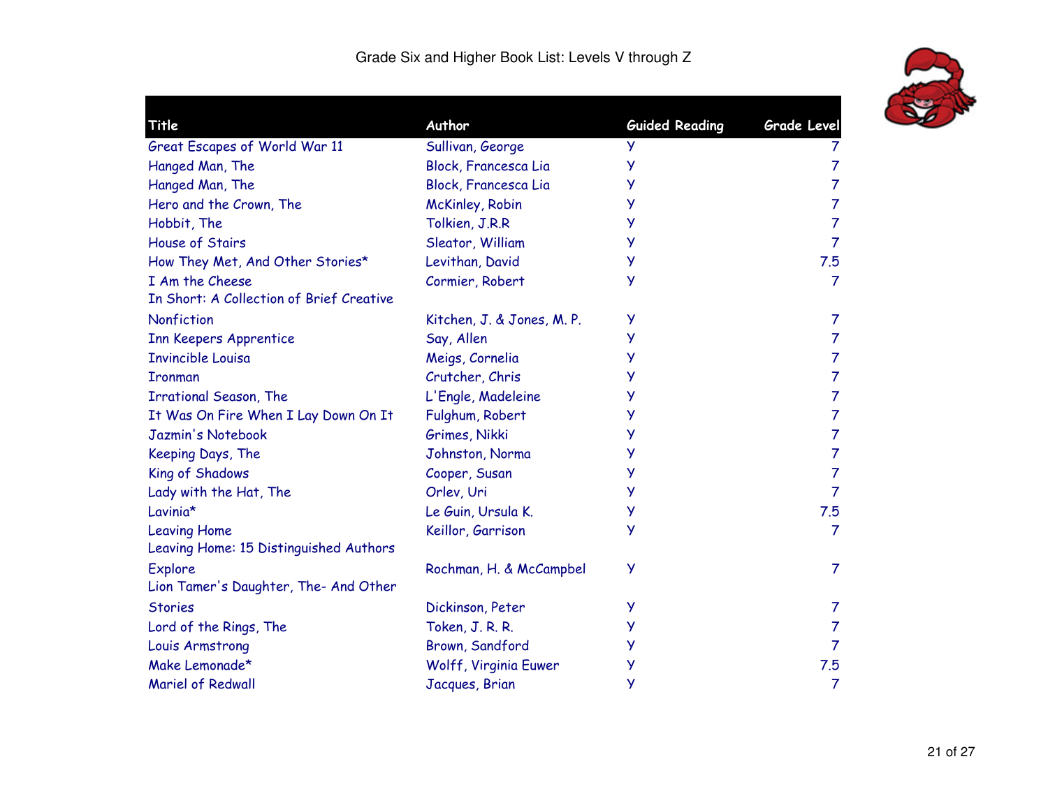Grade Six and Higher Book List: Levels V through Z

| Title | Author | Guided Reading | Grade Level |
| --- | --- | --- | --- |
| Great Escapes of World War 11 | Sullivan, George | Y | 7 |
| Hanged Man, The | Block, Francesca Lia | Y | 7 |
| Hanged Man, The | Block, Francesca Lia | Y | 7 |
| Hero and the Crown, The | McKinley, Robin | Y | 7 |
| Hobbit, The | Tolkien, J.R.R | Y | 7 |
| House of Stairs | Sleator, William | Y | 7 |
| How They Met, And Other Stories* | Levithan, David | Y | 7.5 |
| I Am the Cheese | Cormier, Robert | Y | 7 |
| In Short: A Collection of Brief Creative Nonfiction | Kitchen, J. & Jones, M. P. | Y | 7 |
| Inn Keepers Apprentice | Say, Allen | Y | 7 |
| Invincible Louisa | Meigs, Cornelia | Y | 7 |
| Ironman | Crutcher, Chris | Y | 7 |
| Irrational Season, The | L'Engle, Madeleine | Y | 7 |
| It Was On Fire When I Lay Down On It | Fulghum, Robert | Y | 7 |
| Jazmin's Notebook | Grimes, Nikki | Y | 7 |
| Keeping Days, The | Johnston, Norma | Y | 7 |
| King of Shadows | Cooper, Susan | Y | 7 |
| Lady with the Hat, The | Orlev, Uri | Y | 7 |
| Lavinia* | Le Guin, Ursula K. | Y | 7.5 |
| Leaving Home | Keillor, Garrison | Y | 7 |
| Leaving Home: 15 Distinguished Authors Explore | Rochman, H. & McCampbel | Y | 7 |
| Lion Tamer's Daughter, The- And Other Stories | Dickinson, Peter | Y | 7 |
| Lord of the Rings, The | Token, J. R. R. | Y | 7 |
| Louis Armstrong | Brown, Sandford | Y | 7 |
| Make Lemonade* | Wolff, Virginia Euwer | Y | 7.5 |
| Mariel of Redwall | Jacques, Brian | Y | 7 |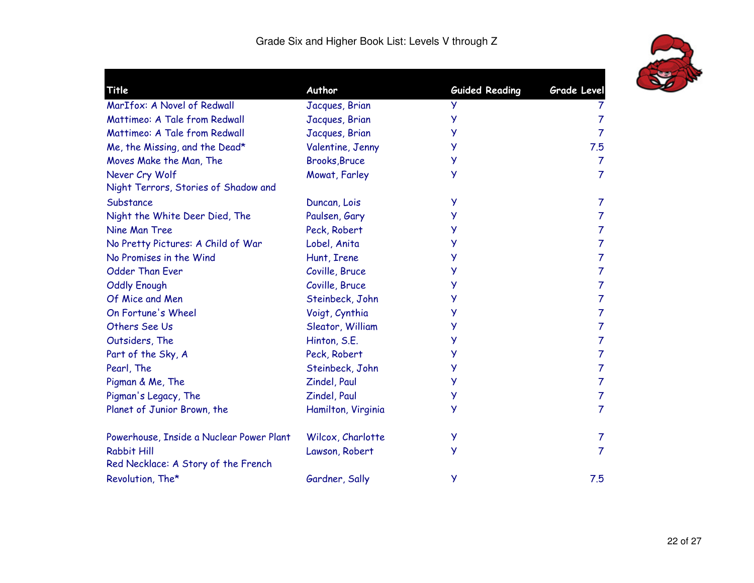# Grade Six and Higher Book List: Levels V through Z

| Title | Author | Guided Reading | Grade Level |
|---|---|---|---|
| MarIfox: A Novel of Redwall | Jacques, Brian | Y | 7 |
| Mattimeo: A Tale from Redwall | Jacques, Brian | Y | 7 |
| Mattimeo: A Tale from Redwall | Jacques, Brian | Y | 7 |
| Me, the Missing, and the Dead* | Valentine, Jenny | Y | 7.5 |
| Moves Make the Man, The | Brooks,Bruce | Y | 7 |
| Never Cry Wolf | Mowat, Farley | Y | 7 |
| Night Terrors, Stories of Shadow and Substance | Duncan, Lois | Y | 7 |
| Night the White Deer Died, The | Paulsen, Gary | Y | 7 |
| Nine Man Tree | Peck, Robert | Y | 7 |
| No Pretty Pictures: A Child of War | Lobel, Anita | Y | 7 |
| No Promises in the Wind | Hunt, Irene | Y | 7 |
| Odder Than Ever | Coville, Bruce | Y | 7 |
| Oddly Enough | Coville, Bruce | Y | 7 |
| Of Mice and Men | Steinbeck, John | Y | 7 |
| On Fortune's Wheel | Voigt, Cynthia | Y | 7 |
| Others See Us | Sleator, William | Y | 7 |
| Outsiders, The | Hinton, S.E. | Y | 7 |
| Part of the Sky, A | Peck, Robert | Y | 7 |
| Pearl, The | Steinbeck, John | Y | 7 |
| Pigman & Me, The | Zindel, Paul | Y | 7 |
| Pigman's Legacy, The | Zindel, Paul | Y | 7 |
| Planet of Junior Brown, the | Hamilton, Virginia | Y | 7 |
| Powerhouse, Inside a Nuclear Power Plant | Wilcox, Charlotte | Y | 7 |
| Rabbit Hill | Lawson, Robert | Y | 7 |
| Red Necklace: A Story of the French Revolution, The* | Gardner, Sally | Y | 7.5 |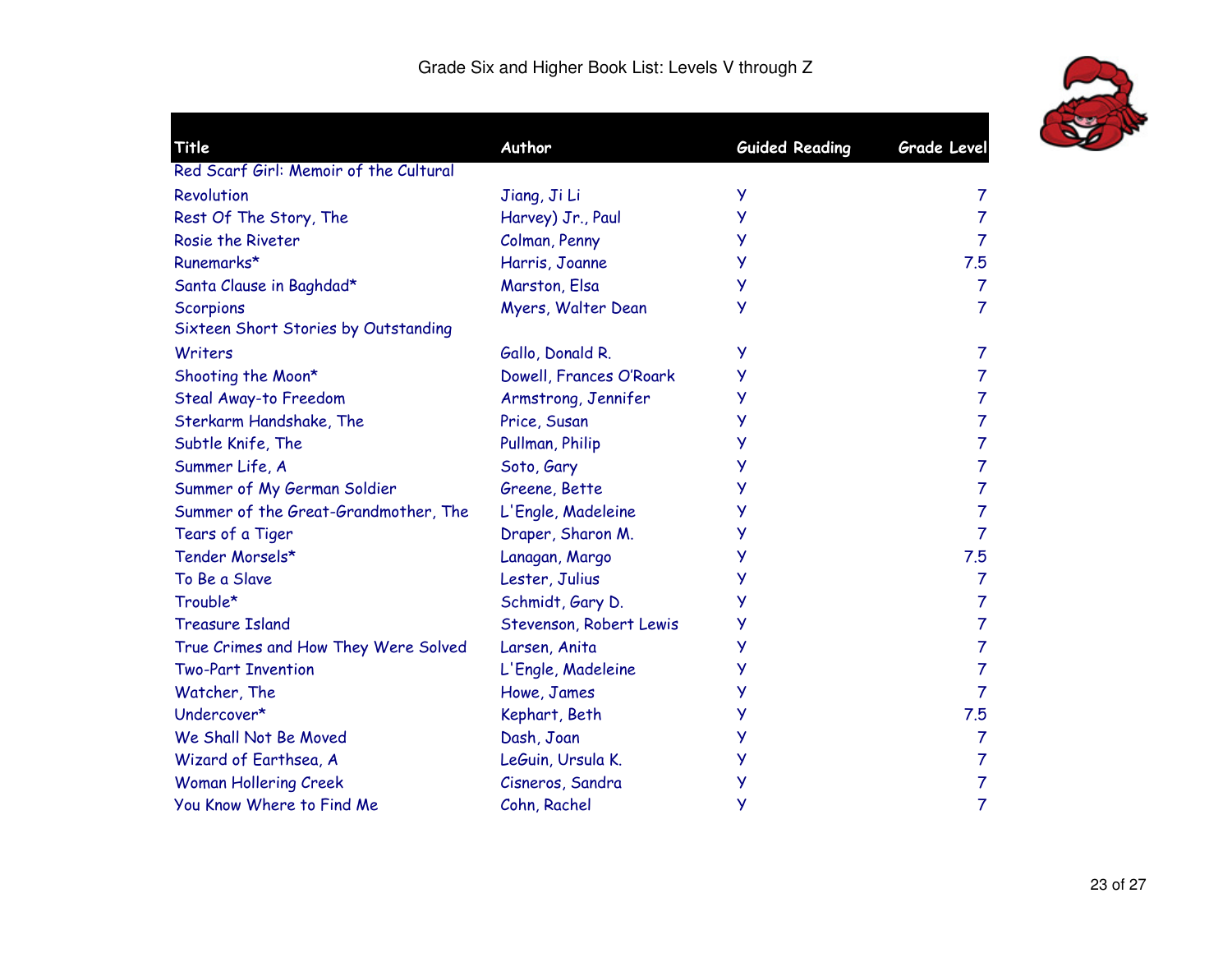# Grade Six and Higher Book List: Levels V through Z

| Title | Author | Guided Reading | Grade Level |
|---|---|---|---|
| Red Scarf Girl: Memoir of the Cultural Revolution | Jiang, Ji Li | Y | 7 |
| Rest Of The Story, The | Harvey) Jr., Paul | Y | 7 |
| Rosie the Riveter | Colman, Penny | Y | 7 |
| Runemarks* | Harris, Joanne | Y | 7.5 |
| Santa Clause in Baghdad* | Marston, Elsa | Y | 7 |
| Scorpions | Myers, Walter Dean | Y | 7 |
| Sixteen Short Stories by Outstanding Writers | Gallo, Donald R. | Y | 7 |
| Shooting the Moon* | Dowell, Frances O'Roark | Y | 7 |
| Steal Away-to Freedom | Armstrong, Jennifer | Y | 7 |
| Sterkarm Handshake, The | Price, Susan | Y | 7 |
| Subtle Knife, The | Pullman, Philip | Y | 7 |
| Summer Life, A | Soto, Gary | Y | 7 |
| Summer of My German Soldier | Greene, Bette | Y | 7 |
| Summer of the Great-Grandmother, The | L'Engle, Madeleine | Y | 7 |
| Tears of a Tiger | Draper, Sharon M. | Y | 7 |
| Tender Morsels* | Lanagan, Margo | Y | 7.5 |
| To Be a Slave | Lester, Julius | Y | 7 |
| Trouble* | Schmidt, Gary D. | Y | 7 |
| Treasure Island | Stevenson, Robert Lewis | Y | 7 |
| True Crimes and How They Were Solved | Larsen, Anita | Y | 7 |
| Two-Part Invention | L'Engle, Madeleine | Y | 7 |
| Watcher, The | Howe, James | Y | 7 |
| Undercover* | Kephart, Beth | Y | 7.5 |
| We Shall Not Be Moved | Dash, Joan | Y | 7 |
| Wizard of Earthsea, A | LeGuin, Ursula K. | Y | 7 |
| Woman Hollering Creek | Cisneros, Sandra | Y | 7 |
| You Know Where to Find Me | Cohn, Rachel | Y | 7 |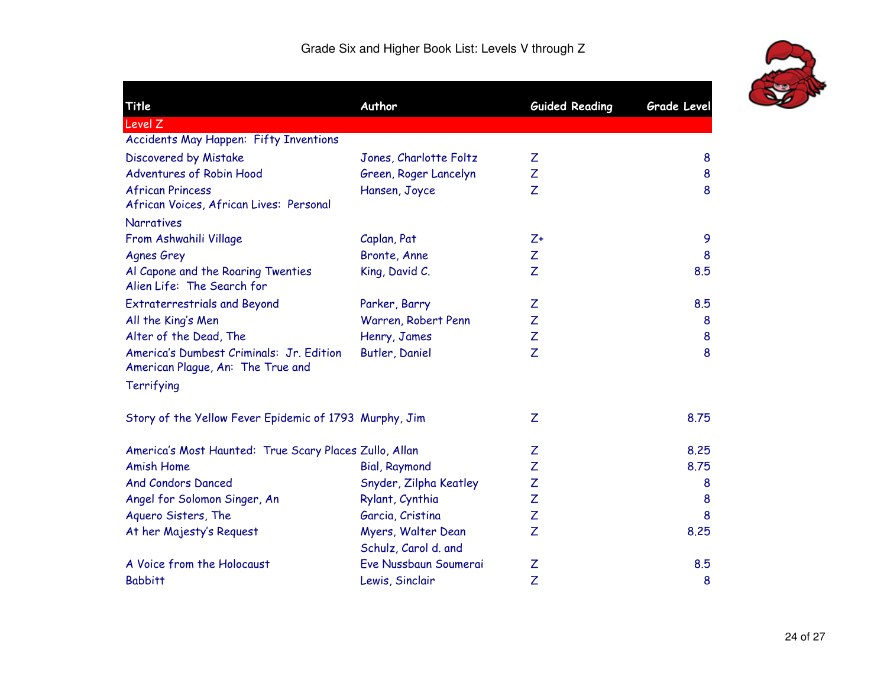Grade Six and Higher Book List: Levels V through Z

| Title | Author | Guided Reading | Grade Level |
|---|---|---|---|
| **Level Z** | | | |
| Accidents May Happen: Fifty Inventions Discovered by Mistake | Jones, Charlotte Foltz | Z | 8 |
| Adventures of Robin Hood | Green, Roger Lancelyn | Z | 8 |
| African Princess | Hansen, Joyce | Z | 8 |
| African Voices, African Lives: Personal Narratives From Ashwahili Village | Caplan, Pat | Z+ | 9 |
| Agnes Grey | Bronte, Anne | Z | 8 |
| Al Capone and the Roaring Twenties | King, David C. | Z | 8.5 |
| Alien Life: The Search for Extraterrestrials and Beyond | Parker, Barry | Z | 8.5 |
| All the King's Men | Warren, Robert Penn | Z | 8 |
| Alter of the Dead, The | Henry, James | Z | 8 |
| America's Dumbest Criminals: Jr. Edition | Butler, Daniel | Z | 8 |
| American Plague, An: The True and Terrifying Story of the Yellow Fever Epidemic of 1793 | Murphy, Jim | Z | 8.75 |
| America's Most Haunted: True Scary Places | Zullo, Allan | Z | 8.25 |
| Amish Home | Bial, Raymond | Z | 8.75 |
| And Condors Danced | Snyder, Zilpha Keatley | Z | 8 |
| Angel for Solomon Singer, An | Rylant, Cynthia | Z | 8 |
| Aquero Sisters, The | Garcia, Cristina | Z | 8 |
| At her Majesty's Request | Myers, Walter Dean | Z | 8.25 |
| A Voice from the Holocaust | Schulz, Carol d. and Eve Nussbaun Soumerai | Z | 8.5 |
| Babbitt | Lewis, Sinclair | Z | 8 |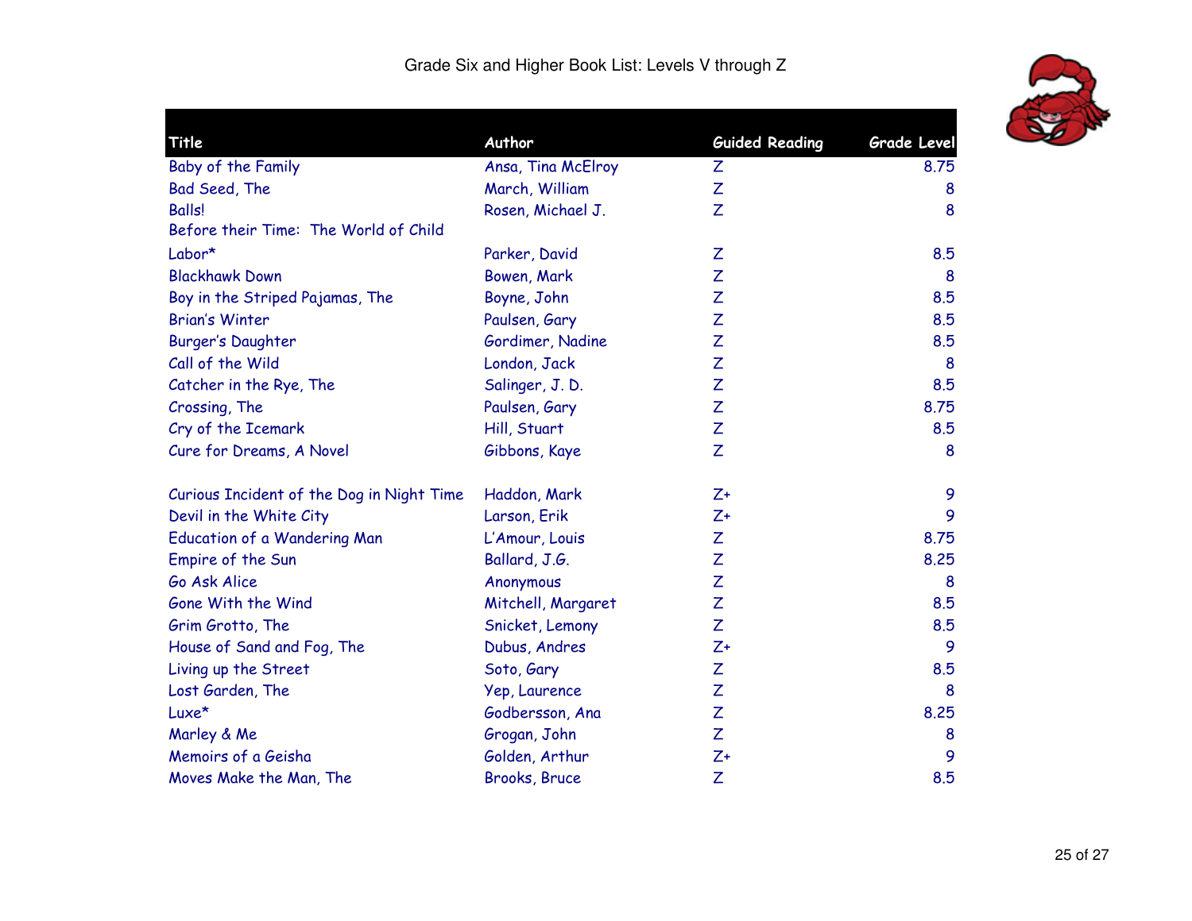# Grade Six and Higher Book List: Levels V through Z

| Title | Author | Guided Reading | Grade Level |
|---|---|---|---|
| Baby of the Family | Ansa, Tina McElroy | Z | 8.75 |
| Bad Seed, The | March, William | Z | 8 |
| Balls! | Rosen, Michael J. | Z | 8 |
| Before their Time: The World of Child Labor* | Parker, David | Z | 8.5 |
| Blackhawk Down | Bowen, Mark | Z | 8 |
| Boy in the Striped Pajamas, The | Boyne, John | Z | 8.5 |
| Brian's Winter | Paulsen, Gary | Z | 8.5 |
| Burger's Daughter | Gordimer, Nadine | Z | 8.5 |
| Call of the Wild | London, Jack | Z | 8 |
| Catcher in the Rye, The | Salinger, J. D. | Z | 8.5 |
| Crossing, The | Paulsen, Gary | Z | 8.75 |
| Cry of the Icemark | Hill, Stuart | Z | 8.5 |
| Cure for Dreams, A Novel | Gibbons, Kaye | Z | 8 |
| Curious Incident of the Dog in Night Time | Haddon, Mark | Z+ | 9 |
| Devil in the White City | Larson, Erik | Z+ | 9 |
| Education of a Wandering Man | L'Amour, Louis | Z | 8.75 |
| Empire of the Sun | Ballard, J.G. | Z | 8.25 |
| Go Ask Alice | Anonymous | Z | 8 |
| Gone With the Wind | Mitchell, Margaret | Z | 8.5 |
| Grim Grotto, The | Snicket, Lemony | Z | 8.5 |
| House of Sand and Fog, The | Dubus, Andres | Z+ | 9 |
| Living up the Street | Soto, Gary | Z | 8.5 |
| Lost Garden, The | Yep, Laurence | Z | 8 |
| Luxe* | Godbersson, Ana | Z | 8.25 |
| Marley & Me | Grogan, John | Z | 8 |
| Memoirs of a Geisha | Golden, Arthur | Z+ | 9 |
| Moves Make the Man, The | Brooks, Bruce | Z | 8.5 |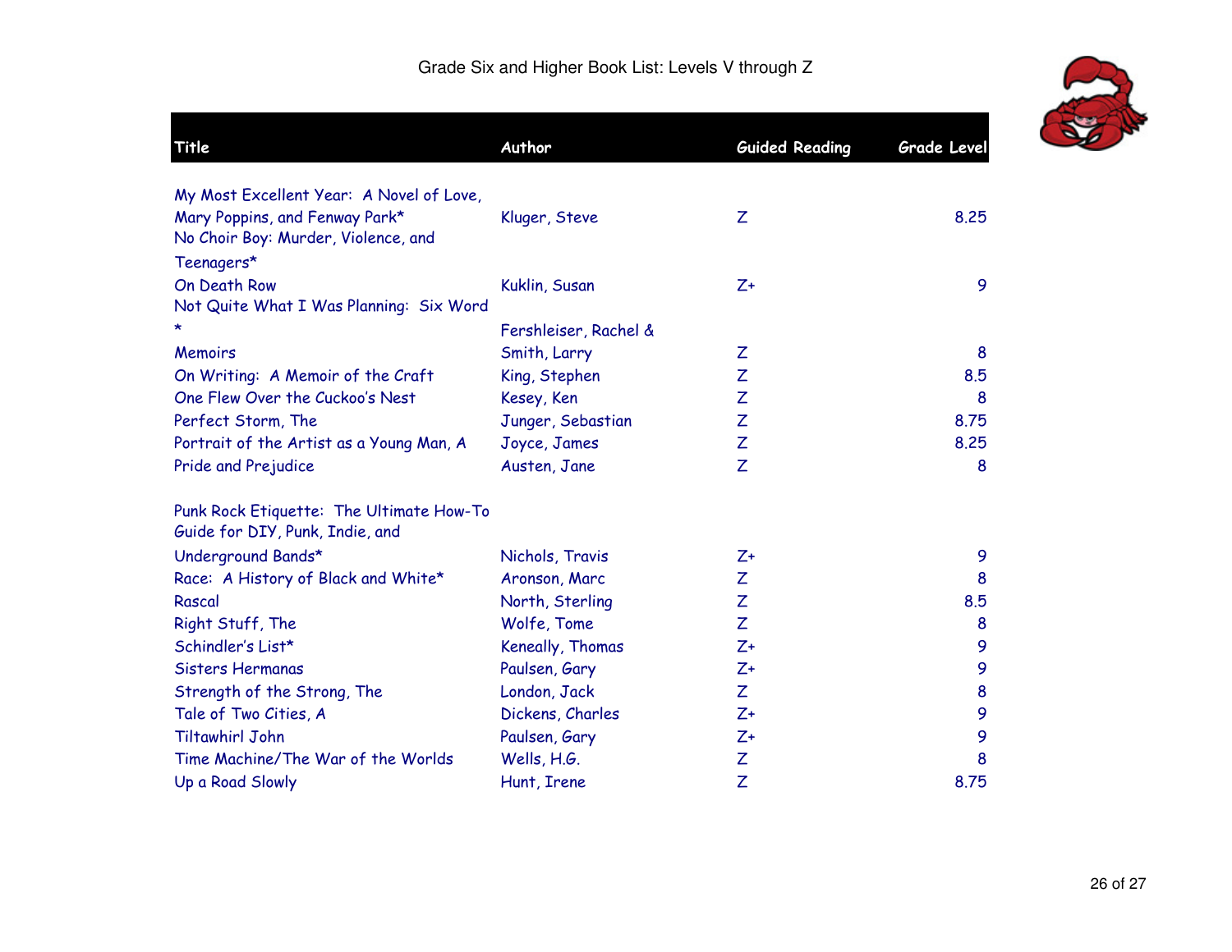# Grade Six and Higher Book List: Levels V through Z

| Title | Author | Guided Reading | Grade Level |
|---|---|---|---|
| My Most Excellent Year: A Novel of Love, Mary Poppins, and Fenway Park* | Kluger, Steve | Z | 8.25 |
| No Choir Boy: Murder, Violence, and Teenagers* On Death Row | Kuklin, Susan | Z+ | 9 |
| Not Quite What I Was Planning: Six Word * Memoirs | Fershleiser, Rachel & Smith, Larry | Z | 8 |
| On Writing: A Memoir of the Craft | King, Stephen | Z | 8.5 |
| One Flew Over the Cuckoo's Nest | Kesey, Ken | Z | 8 |
| Perfect Storm, The | Junger, Sebastian | Z | 8.75 |
| Portrait of the Artist as a Young Man, A | Joyce, James | Z | 8.25 |
| Pride and Prejudice | Austen, Jane | Z | 8 |
| Punk Rock Etiquette: The Ultimate How-To Guide for DIY, Punk, Indie, and Underground Bands* | Nichols, Travis | Z+ | 9 |
| Race: A History of Black and White* | Aronson, Marc | Z | 8 |
| Rascal | North, Sterling | Z | 8.5 |
| Right Stuff, The | Wolfe, Tome | Z | 8 |
| Schindler's List* | Keneally, Thomas | Z+ | 9 |
| Sisters Hermanas | Paulsen, Gary | Z+ | 9 |
| Strength of the Strong, The | London, Jack | Z | 8 |
| Tale of Two Cities, A | Dickens, Charles | Z+ | 9 |
| Tiltawhirl John | Paulsen, Gary | Z+ | 9 |
| Time Machine/The War of the Worlds | Wells, H.G. | Z | 8 |
| Up a Road Slowly | Hunt, Irene | Z | 8.75 |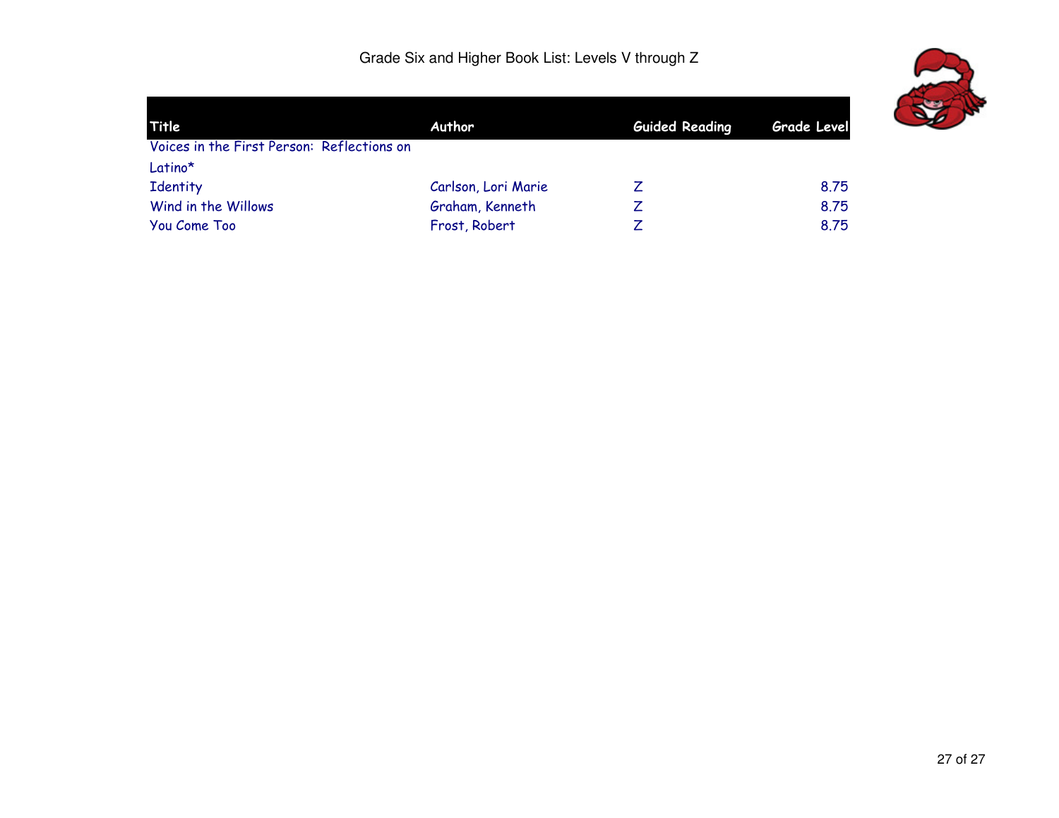Grade Six and Higher Book List: Levels V through Z

| Title | Author | Guided Reading | Grade Level |
| --- | --- | --- | --- |
| Voices in the First Person: Reflections on Latino* Identity | Carlson, Lori Marie | Z | 8.75 |
| Wind in the Willows | Graham, Kenneth | Z | 8.75 |
| You Come Too | Frost, Robert | Z | 8.75 |